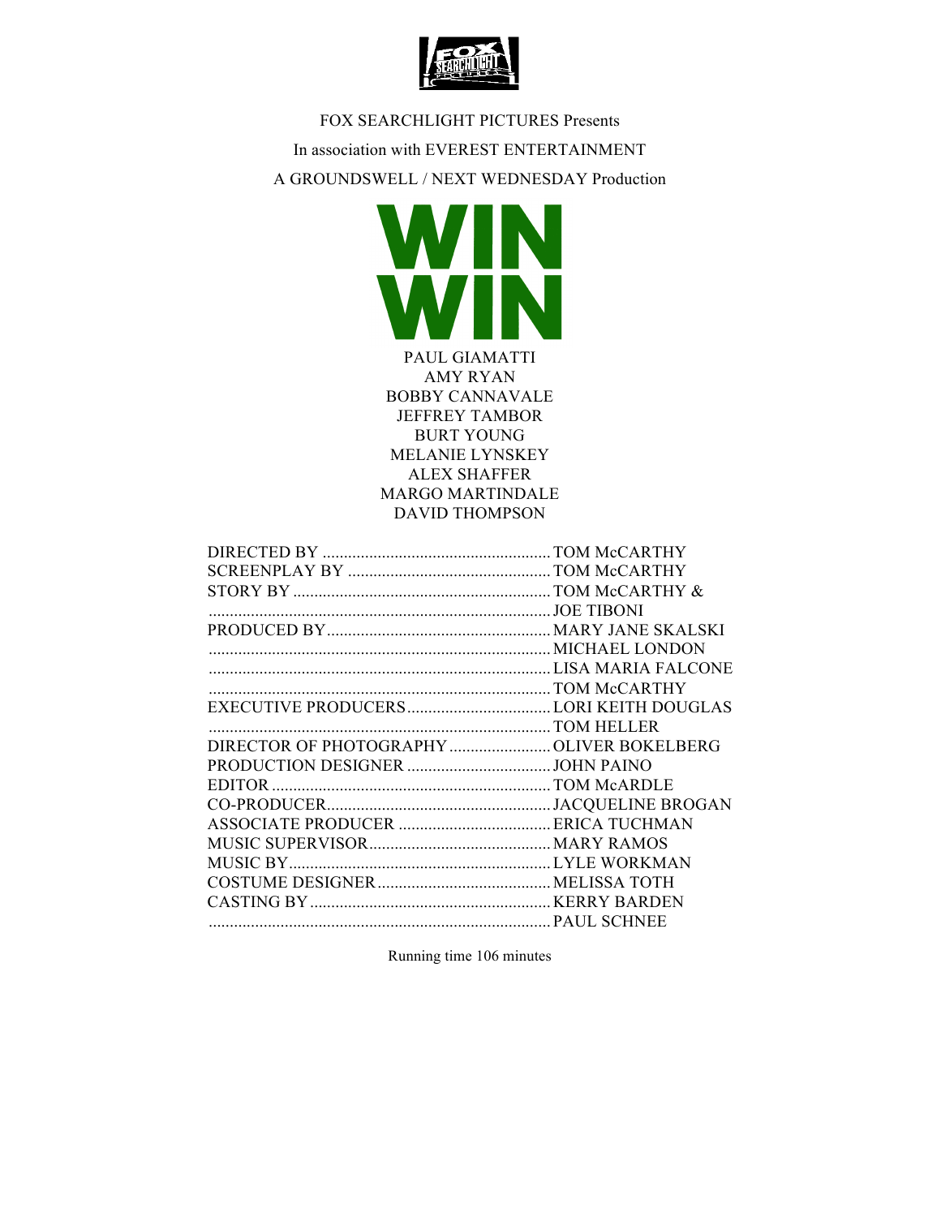FOX SEARCHLIGHT PICTURES Presents

In association with EVEREST ENTERTAINMENT

A GROUNDSWELL / NEXT WEDNESDAY Production

# WIN WIN

PAUL GIAMATTI
AMY RYAN
BOBBY CANNAVALE
JEFFREY TAMBOR
BURT YOUNG
MELANIE LYNSKEY
ALEX SHAFFER
MARGO MARTINDALE
DAVID THOMPSON

| | |
|---|---|
| DIRECTED BY | TOM McCARTHY |
| SCREENPLAY BY | TOM McCARTHY |
| STORY BY | TOM McCARTHY & |
| | JOE TIBONI |
| PRODUCED BY | MARY JANE SKALSKI |
| | MICHAEL LONDON |
| | LISA MARIA FALCONE |
| | TOM McCARTHY |
| EXECUTIVE PRODUCERS | LORI KEITH DOUGLAS |
| | TOM HELLER |
| DIRECTOR OF PHOTOGRAPHY | OLIVER BOKELBERG |
| PRODUCTION DESIGNER | JOHN PAINO |
| EDITOR | TOM McARDLE |
| CO-PRODUCER | JACQUELINE BROGAN |
| ASSOCIATE PRODUCER | ERICA TUCHMAN |
| MUSIC SUPERVISOR | MARY RAMOS |
| MUSIC BY | LYLE WORKMAN |
| COSTUME DESIGNER | MELISSA TOTH |
| CASTING BY | KERRY BARDEN |
| | PAUL SCHNEE |

Running time 106 minutes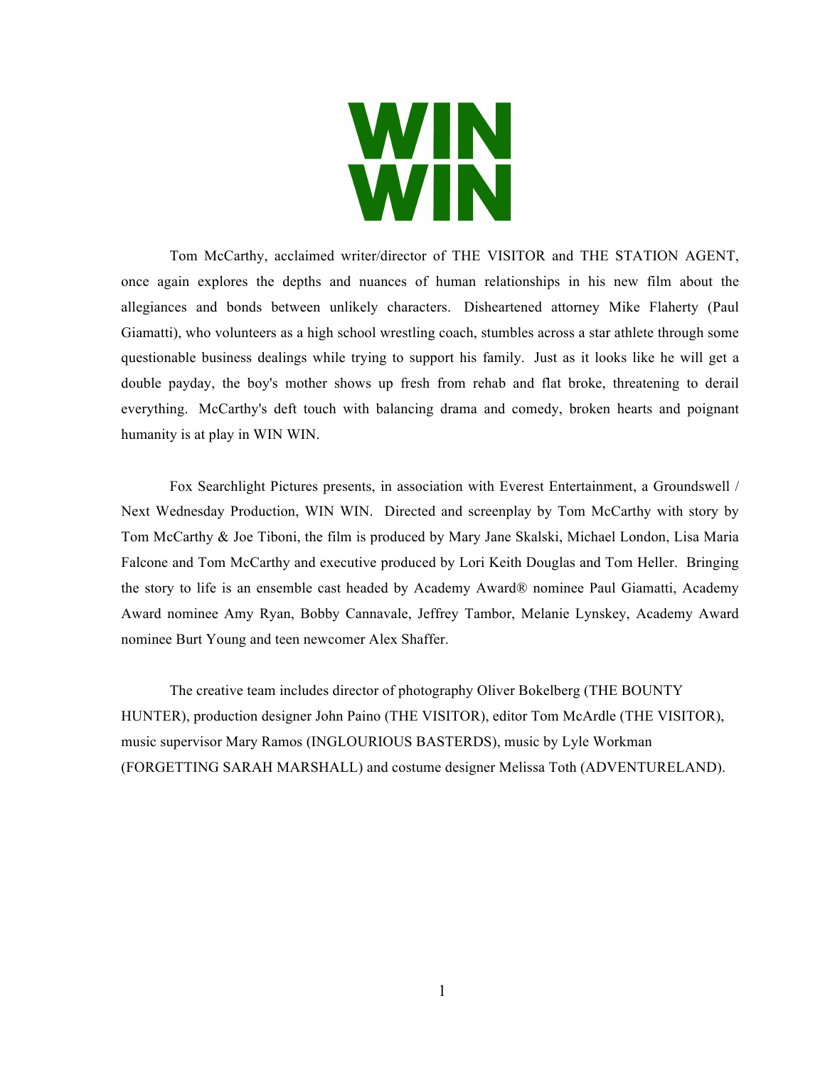# WIN WIN

Tom McCarthy, acclaimed writer/director of THE VISITOR and THE STATION AGENT, once again explores the depths and nuances of human relationships in his new film about the allegiances and bonds between unlikely characters. Disheartened attorney Mike Flaherty (Paul Giamatti), who volunteers as a high school wrestling coach, stumbles across a star athlete through some questionable business dealings while trying to support his family. Just as it looks like he will get a double payday, the boy's mother shows up fresh from rehab and flat broke, threatening to derail everything. McCarthy's deft touch with balancing drama and comedy, broken hearts and poignant humanity is at play in WIN WIN.

Fox Searchlight Pictures presents, in association with Everest Entertainment, a Groundswell / Next Wednesday Production, WIN WIN. Directed and screenplay by Tom McCarthy with story by Tom McCarthy & Joe Tiboni, the film is produced by Mary Jane Skalski, Michael London, Lisa Maria Falcone and Tom McCarthy and executive produced by Lori Keith Douglas and Tom Heller. Bringing the story to life is an ensemble cast headed by Academy Award® nominee Paul Giamatti, Academy Award nominee Amy Ryan, Bobby Cannavale, Jeffrey Tambor, Melanie Lynskey, Academy Award nominee Burt Young and teen newcomer Alex Shaffer.

The creative team includes director of photography Oliver Bokelberg (THE BOUNTY HUNTER), production designer John Paino (THE VISITOR), editor Tom McArdle (THE VISITOR), music supervisor Mary Ramos (INGLOURIOUS BASTERDS), music by Lyle Workman (FORGETTING SARAH MARSHALL) and costume designer Melissa Toth (ADVENTURELAND).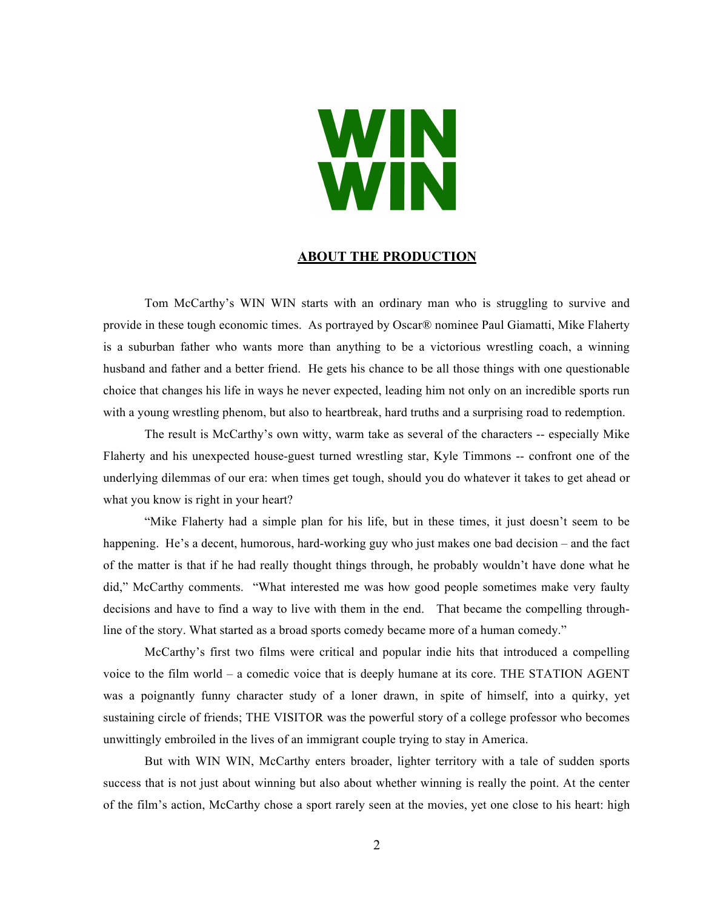# WIN WIN

## ABOUT THE PRODUCTION

Tom McCarthy's WIN WIN starts with an ordinary man who is struggling to survive and provide in these tough economic times. As portrayed by Oscar® nominee Paul Giamatti, Mike Flaherty is a suburban father who wants more than anything to be a victorious wrestling coach, a winning husband and father and a better friend. He gets his chance to be all those things with one questionable choice that changes his life in ways he never expected, leading him not only on an incredible sports run with a young wrestling phenom, but also to heartbreak, hard truths and a surprising road to redemption.

The result is McCarthy's own witty, warm take as several of the characters -- especially Mike Flaherty and his unexpected house-guest turned wrestling star, Kyle Timmons -- confront one of the underlying dilemmas of our era: when times get tough, should you do whatever it takes to get ahead or what you know is right in your heart?

"Mike Flaherty had a simple plan for his life, but in these times, it just doesn't seem to be happening. He's a decent, humorous, hard-working guy who just makes one bad decision – and the fact of the matter is that if he had really thought things through, he probably wouldn't have done what he did," McCarthy comments. "What interested me was how good people sometimes make very faulty decisions and have to find a way to live with them in the end. That became the compelling through-line of the story. What started as a broad sports comedy became more of a human comedy."

McCarthy's first two films were critical and popular indie hits that introduced a compelling voice to the film world – a comedic voice that is deeply humane at its core. THE STATION AGENT was a poignantly funny character study of a loner drawn, in spite of himself, into a quirky, yet sustaining circle of friends; THE VISITOR was the powerful story of a college professor who becomes unwittingly embroiled in the lives of an immigrant couple trying to stay in America.

But with WIN WIN, McCarthy enters broader, lighter territory with a tale of sudden sports success that is not just about winning but also about whether winning is really the point. At the center of the film's action, McCarthy chose a sport rarely seen at the movies, yet one close to his heart: high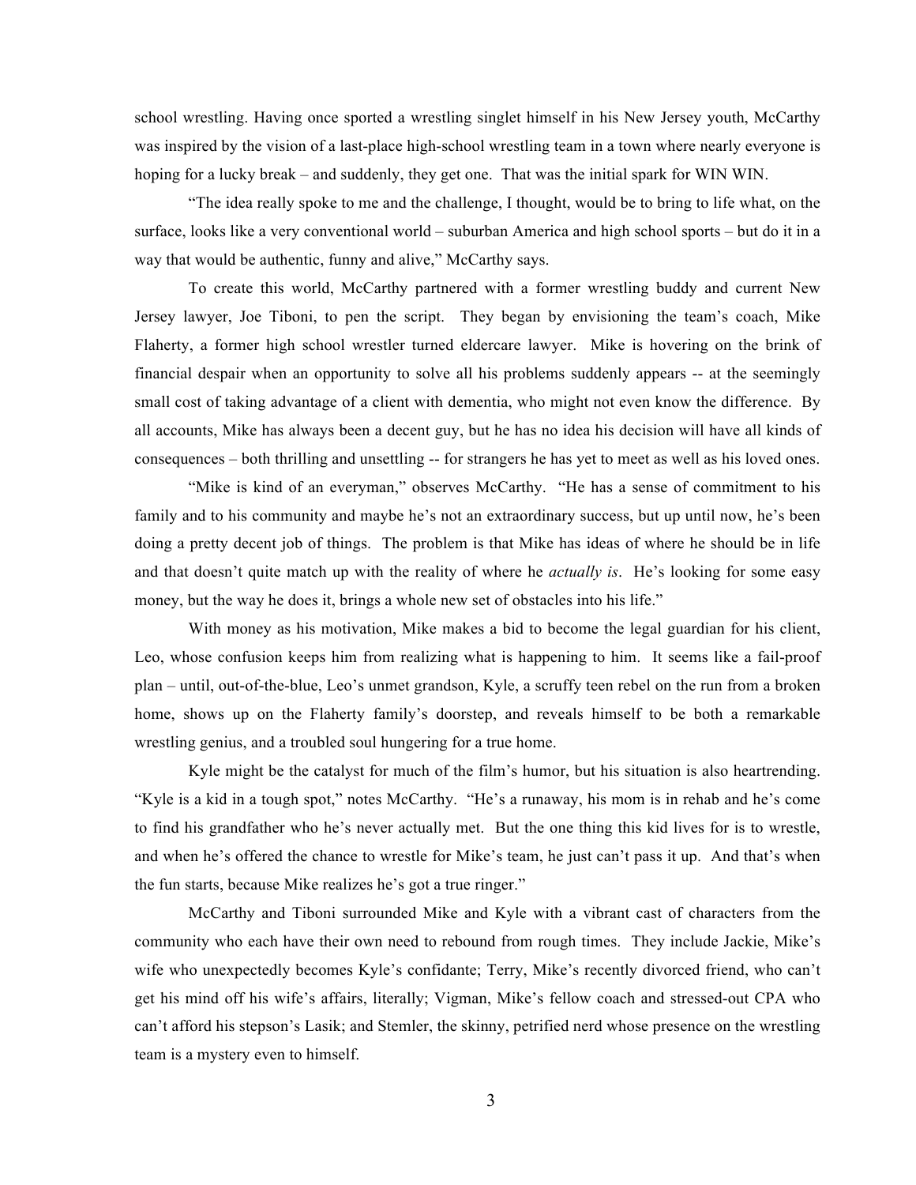school wrestling. Having once sported a wrestling singlet himself in his New Jersey youth, McCarthy was inspired by the vision of a last-place high-school wrestling team in a town where nearly everyone is hoping for a lucky break – and suddenly, they get one. That was the initial spark for WIN WIN.

"The idea really spoke to me and the challenge, I thought, would be to bring to life what, on the surface, looks like a very conventional world – suburban America and high school sports – but do it in a way that would be authentic, funny and alive," McCarthy says.

To create this world, McCarthy partnered with a former wrestling buddy and current New Jersey lawyer, Joe Tiboni, to pen the script. They began by envisioning the team's coach, Mike Flaherty, a former high school wrestler turned eldercare lawyer. Mike is hovering on the brink of financial despair when an opportunity to solve all his problems suddenly appears -- at the seemingly small cost of taking advantage of a client with dementia, who might not even know the difference. By all accounts, Mike has always been a decent guy, but he has no idea his decision will have all kinds of consequences – both thrilling and unsettling -- for strangers he has yet to meet as well as his loved ones.

"Mike is kind of an everyman," observes McCarthy. "He has a sense of commitment to his family and to his community and maybe he's not an extraordinary success, but up until now, he's been doing a pretty decent job of things. The problem is that Mike has ideas of where he should be in life and that doesn't quite match up with the reality of where he *actually is*. He's looking for some easy money, but the way he does it, brings a whole new set of obstacles into his life."

With money as his motivation, Mike makes a bid to become the legal guardian for his client, Leo, whose confusion keeps him from realizing what is happening to him. It seems like a fail-proof plan – until, out-of-the-blue, Leo's unmet grandson, Kyle, a scruffy teen rebel on the run from a broken home, shows up on the Flaherty family's doorstep, and reveals himself to be both a remarkable wrestling genius, and a troubled soul hungering for a true home.

Kyle might be the catalyst for much of the film's humor, but his situation is also heartrending. "Kyle is a kid in a tough spot," notes McCarthy. "He's a runaway, his mom is in rehab and he's come to find his grandfather who he's never actually met. But the one thing this kid lives for is to wrestle, and when he's offered the chance to wrestle for Mike's team, he just can't pass it up. And that's when the fun starts, because Mike realizes he's got a true ringer."

McCarthy and Tiboni surrounded Mike and Kyle with a vibrant cast of characters from the community who each have their own need to rebound from rough times. They include Jackie, Mike's wife who unexpectedly becomes Kyle's confidante; Terry, Mike's recently divorced friend, who can't get his mind off his wife's affairs, literally; Vigman, Mike's fellow coach and stressed-out CPA who can't afford his stepson's Lasik; and Stemler, the skinny, petrified nerd whose presence on the wrestling team is a mystery even to himself.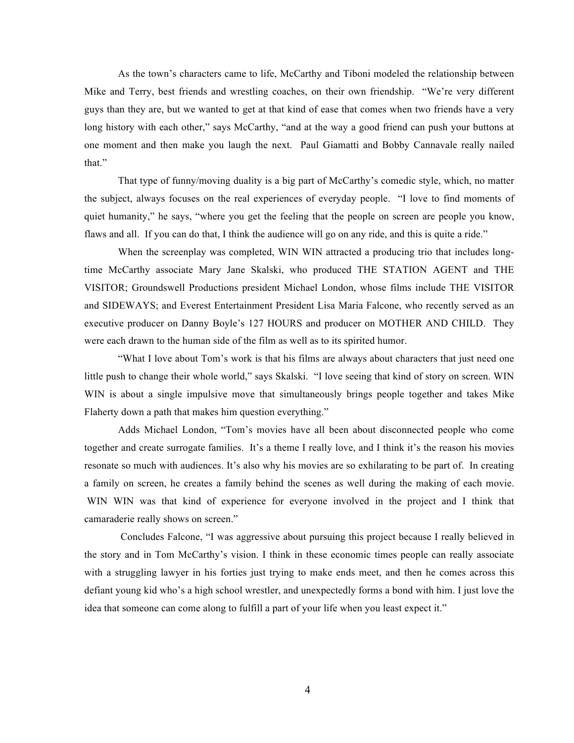As the town's characters came to life, McCarthy and Tiboni modeled the relationship between Mike and Terry, best friends and wrestling coaches, on their own friendship. "We're very different guys than they are, but we wanted to get at that kind of ease that comes when two friends have a very long history with each other," says McCarthy, "and at the way a good friend can push your buttons at one moment and then make you laugh the next. Paul Giamatti and Bobby Cannavale really nailed that."

That type of funny/moving duality is a big part of McCarthy's comedic style, which, no matter the subject, always focuses on the real experiences of everyday people. "I love to find moments of quiet humanity," he says, "where you get the feeling that the people on screen are people you know, flaws and all. If you can do that, I think the audience will go on any ride, and this is quite a ride."

When the screenplay was completed, WIN WIN attracted a producing trio that includes long-time McCarthy associate Mary Jane Skalski, who produced THE STATION AGENT and THE VISITOR; Groundswell Productions president Michael London, whose films include THE VISITOR and SIDEWAYS; and Everest Entertainment President Lisa Maria Falcone, who recently served as an executive producer on Danny Boyle's 127 HOURS and producer on MOTHER AND CHILD. They were each drawn to the human side of the film as well as to its spirited humor.

"What I love about Tom's work is that his films are always about characters that just need one little push to change their whole world," says Skalski. "I love seeing that kind of story on screen. WIN WIN is about a single impulsive move that simultaneously brings people together and takes Mike Flaherty down a path that makes him question everything."

Adds Michael London, "Tom's movies have all been about disconnected people who come together and create surrogate families. It's a theme I really love, and I think it's the reason his movies resonate so much with audiences. It's also why his movies are so exhilarating to be part of. In creating a family on screen, he creates a family behind the scenes as well during the making of each movie. WIN WIN was that kind of experience for everyone involved in the project and I think that camaraderie really shows on screen."

Concludes Falcone, "I was aggressive about pursuing this project because I really believed in the story and in Tom McCarthy's vision. I think in these economic times people can really associate with a struggling lawyer in his forties just trying to make ends meet, and then he comes across this defiant young kid who's a high school wrestler, and unexpectedly forms a bond with him. I just love the idea that someone can come along to fulfill a part of your life when you least expect it."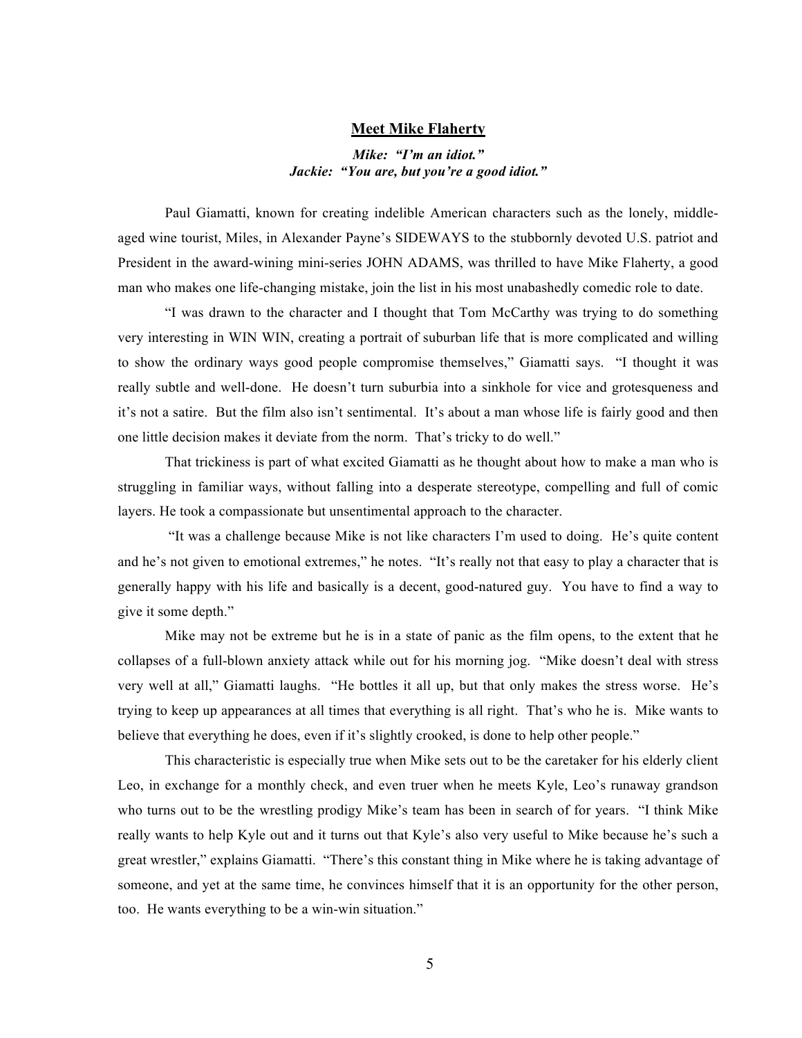## Meet Mike Flaherty

***Mike: "I'm an idiot."***
***Jackie: "You are, but you're a good idiot."***

Paul Giamatti, known for creating indelible American characters such as the lonely, middle-aged wine tourist, Miles, in Alexander Payne's SIDEWAYS to the stubbornly devoted U.S. patriot and President in the award-wining mini-series JOHN ADAMS, was thrilled to have Mike Flaherty, a good man who makes one life-changing mistake, join the list in his most unabashedly comedic role to date.

"I was drawn to the character and I thought that Tom McCarthy was trying to do something very interesting in WIN WIN, creating a portrait of suburban life that is more complicated and willing to show the ordinary ways good people compromise themselves," Giamatti says. "I thought it was really subtle and well-done. He doesn't turn suburbia into a sinkhole for vice and grotesqueness and it's not a satire. But the film also isn't sentimental. It's about a man whose life is fairly good and then one little decision makes it deviate from the norm. That's tricky to do well."

That trickiness is part of what excited Giamatti as he thought about how to make a man who is struggling in familiar ways, without falling into a desperate stereotype, compelling and full of comic layers. He took a compassionate but unsentimental approach to the character.

"It was a challenge because Mike is not like characters I'm used to doing. He's quite content and he's not given to emotional extremes," he notes. "It's really not that easy to play a character that is generally happy with his life and basically is a decent, good-natured guy. You have to find a way to give it some depth."

Mike may not be extreme but he is in a state of panic as the film opens, to the extent that he collapses of a full-blown anxiety attack while out for his morning jog. "Mike doesn't deal with stress very well at all," Giamatti laughs. "He bottles it all up, but that only makes the stress worse. He's trying to keep up appearances at all times that everything is all right. That's who he is. Mike wants to believe that everything he does, even if it's slightly crooked, is done to help other people."

This characteristic is especially true when Mike sets out to be the caretaker for his elderly client Leo, in exchange for a monthly check, and even truer when he meets Kyle, Leo's runaway grandson who turns out to be the wrestling prodigy Mike's team has been in search of for years. "I think Mike really wants to help Kyle out and it turns out that Kyle's also very useful to Mike because he's such a great wrestler," explains Giamatti. "There's this constant thing in Mike where he is taking advantage of someone, and yet at the same time, he convinces himself that it is an opportunity for the other person, too. He wants everything to be a win-win situation."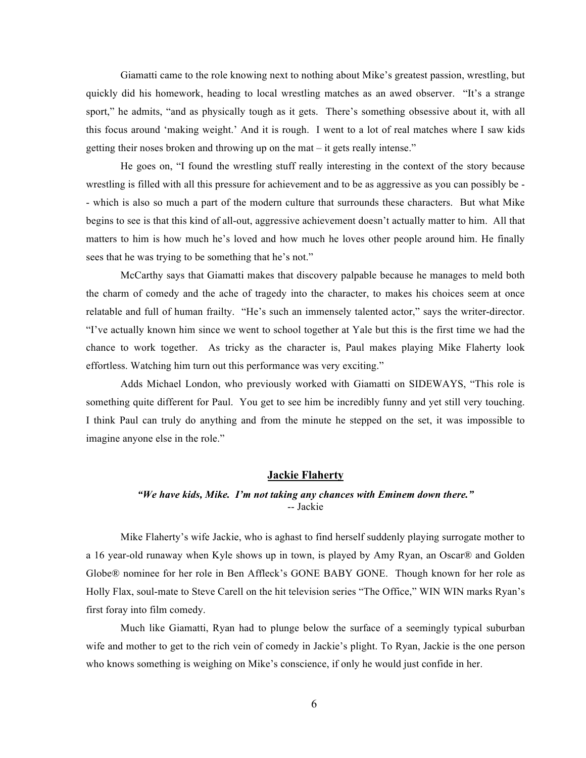Giamatti came to the role knowing next to nothing about Mike's greatest passion, wrestling, but quickly did his homework, heading to local wrestling matches as an awed observer. "It's a strange sport," he admits, "and as physically tough as it gets. There's something obsessive about it, with all this focus around 'making weight.' And it is rough. I went to a lot of real matches where I saw kids getting their noses broken and throwing up on the mat – it gets really intense."

He goes on, "I found the wrestling stuff really interesting in the context of the story because wrestling is filled with all this pressure for achievement and to be as aggressive as you can possibly be -- which is also so much a part of the modern culture that surrounds these characters. But what Mike begins to see is that this kind of all-out, aggressive achievement doesn't actually matter to him. All that matters to him is how much he's loved and how much he loves other people around him. He finally sees that he was trying to be something that he's not."

McCarthy says that Giamatti makes that discovery palpable because he manages to meld both the charm of comedy and the ache of tragedy into the character, to makes his choices seem at once relatable and full of human frailty. "He's such an immensely talented actor," says the writer-director. "I've actually known him since we went to school together at Yale but this is the first time we had the chance to work together. As tricky as the character is, Paul makes playing Mike Flaherty look effortless. Watching him turn out this performance was very exciting."

Adds Michael London, who previously worked with Giamatti on SIDEWAYS, "This role is something quite different for Paul. You get to see him be incredibly funny and yet still very touching. I think Paul can truly do anything and from the minute he stepped on the set, it was impossible to imagine anyone else in the role."

## Jackie Flaherty

***"We have kids, Mike. I'm not taking any chances with Eminem down there."***
-- Jackie

Mike Flaherty's wife Jackie, who is aghast to find herself suddenly playing surrogate mother to a 16 year-old runaway when Kyle shows up in town, is played by Amy Ryan, an Oscar® and Golden Globe® nominee for her role in Ben Affleck's GONE BABY GONE. Though known for her role as Holly Flax, soul-mate to Steve Carell on the hit television series "The Office," WIN WIN marks Ryan's first foray into film comedy.

Much like Giamatti, Ryan had to plunge below the surface of a seemingly typical suburban wife and mother to get to the rich vein of comedy in Jackie's plight. To Ryan, Jackie is the one person who knows something is weighing on Mike's conscience, if only he would just confide in her.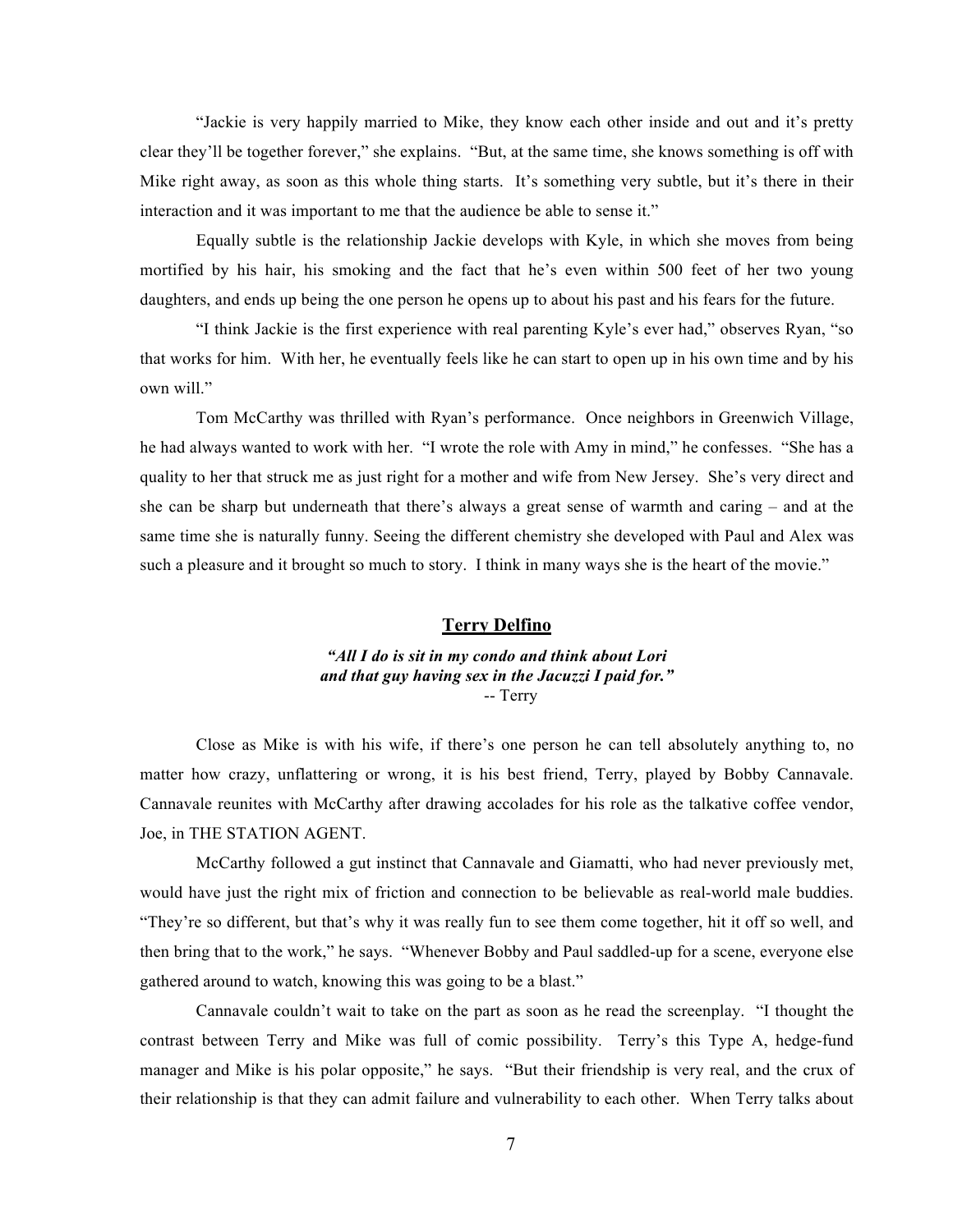"Jackie is very happily married to Mike, they know each other inside and out and it's pretty clear they'll be together forever," she explains. "But, at the same time, she knows something is off with Mike right away, as soon as this whole thing starts. It's something very subtle, but it's there in their interaction and it was important to me that the audience be able to sense it."

Equally subtle is the relationship Jackie develops with Kyle, in which she moves from being mortified by his hair, his smoking and the fact that he's even within 500 feet of her two young daughters, and ends up being the one person he opens up to about his past and his fears for the future.

"I think Jackie is the first experience with real parenting Kyle's ever had," observes Ryan, "so that works for him. With her, he eventually feels like he can start to open up in his own time and by his own will."

Tom McCarthy was thrilled with Ryan's performance. Once neighbors in Greenwich Village, he had always wanted to work with her. "I wrote the role with Amy in mind," he confesses. "She has a quality to her that struck me as just right for a mother and wife from New Jersey. She's very direct and she can be sharp but underneath that there's always a great sense of warmth and caring – and at the same time she is naturally funny. Seeing the different chemistry she developed with Paul and Alex was such a pleasure and it brought so much to story. I think in many ways she is the heart of the movie."

## Terry Delfino

***"All I do is sit in my condo and think about Lori and that guy having sex in the Jacuzzi I paid for."***
-- Terry

Close as Mike is with his wife, if there's one person he can tell absolutely anything to, no matter how crazy, unflattering or wrong, it is his best friend, Terry, played by Bobby Cannavale. Cannavale reunites with McCarthy after drawing accolades for his role as the talkative coffee vendor, Joe, in THE STATION AGENT.

McCarthy followed a gut instinct that Cannavale and Giamatti, who had never previously met, would have just the right mix of friction and connection to be believable as real-world male buddies. "They're so different, but that's why it was really fun to see them come together, hit it off so well, and then bring that to the work," he says. "Whenever Bobby and Paul saddled-up for a scene, everyone else gathered around to watch, knowing this was going to be a blast."

Cannavale couldn't wait to take on the part as soon as he read the screenplay. "I thought the contrast between Terry and Mike was full of comic possibility. Terry's this Type A, hedge-fund manager and Mike is his polar opposite," he says. "But their friendship is very real, and the crux of their relationship is that they can admit failure and vulnerability to each other. When Terry talks about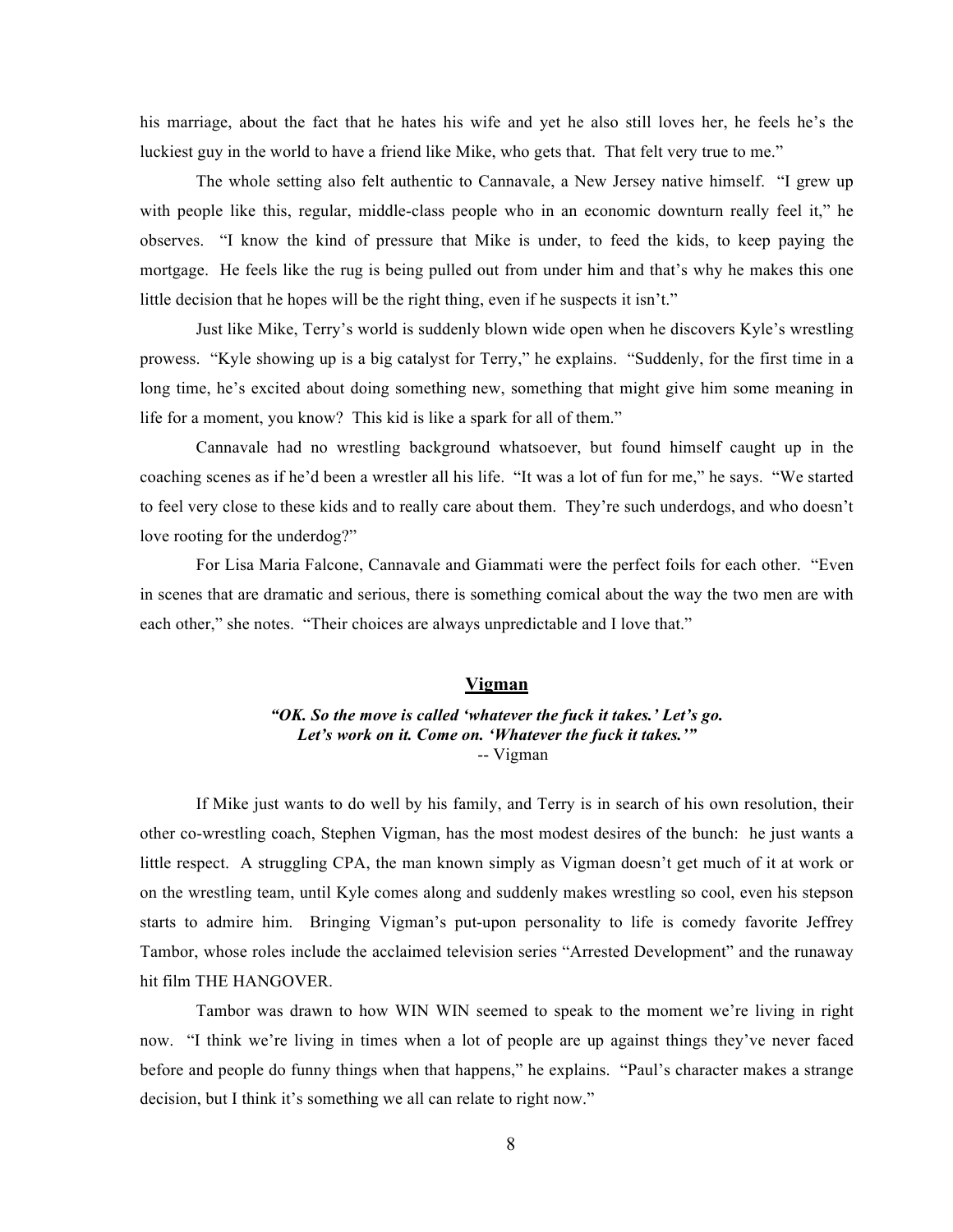his marriage, about the fact that he hates his wife and yet he also still loves her, he feels he's the luckiest guy in the world to have a friend like Mike, who gets that. That felt very true to me."

The whole setting also felt authentic to Cannavale, a New Jersey native himself. "I grew up with people like this, regular, middle-class people who in an economic downturn really feel it," he observes. "I know the kind of pressure that Mike is under, to feed the kids, to keep paying the mortgage. He feels like the rug is being pulled out from under him and that's why he makes this one little decision that he hopes will be the right thing, even if he suspects it isn't."

Just like Mike, Terry's world is suddenly blown wide open when he discovers Kyle's wrestling prowess. "Kyle showing up is a big catalyst for Terry," he explains. "Suddenly, for the first time in a long time, he's excited about doing something new, something that might give him some meaning in life for a moment, you know? This kid is like a spark for all of them."

Cannavale had no wrestling background whatsoever, but found himself caught up in the coaching scenes as if he'd been a wrestler all his life. "It was a lot of fun for me," he says. "We started to feel very close to these kids and to really care about them. They're such underdogs, and who doesn't love rooting for the underdog?"

For Lisa Maria Falcone, Cannavale and Giammati were the perfect foils for each other. "Even in scenes that are dramatic and serious, there is something comical about the way the two men are with each other," she notes. "Their choices are always unpredictable and I love that."

## Vigman

***"OK. So the move is called 'whatever the fuck it takes.' Let's go. Let's work on it. Come on. 'Whatever the fuck it takes.'"***
-- Vigman

If Mike just wants to do well by his family, and Terry is in search of his own resolution, their other co-wrestling coach, Stephen Vigman, has the most modest desires of the bunch: he just wants a little respect. A struggling CPA, the man known simply as Vigman doesn't get much of it at work or on the wrestling team, until Kyle comes along and suddenly makes wrestling so cool, even his stepson starts to admire him. Bringing Vigman's put-upon personality to life is comedy favorite Jeffrey Tambor, whose roles include the acclaimed television series "Arrested Development" and the runaway hit film THE HANGOVER.

Tambor was drawn to how WIN WIN seemed to speak to the moment we're living in right now. "I think we're living in times when a lot of people are up against things they've never faced before and people do funny things when that happens," he explains. "Paul's character makes a strange decision, but I think it's something we all can relate to right now."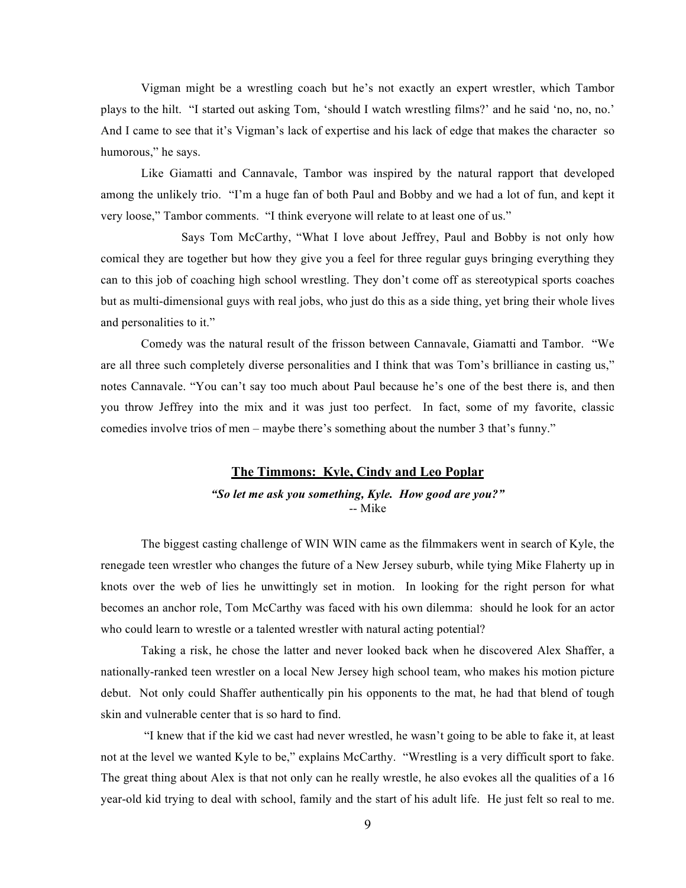Vigman might be a wrestling coach but he's not exactly an expert wrestler, which Tambor plays to the hilt. "I started out asking Tom, 'should I watch wrestling films?' and he said 'no, no, no.' And I came to see that it's Vigman's lack of expertise and his lack of edge that makes the character so humorous," he says.

Like Giamatti and Cannavale, Tambor was inspired by the natural rapport that developed among the unlikely trio. "I'm a huge fan of both Paul and Bobby and we had a lot of fun, and kept it very loose," Tambor comments. "I think everyone will relate to at least one of us."

Says Tom McCarthy, "What I love about Jeffrey, Paul and Bobby is not only how comical they are together but how they give you a feel for three regular guys bringing everything they can to this job of coaching high school wrestling. They don't come off as stereotypical sports coaches but as multi-dimensional guys with real jobs, who just do this as a side thing, yet bring their whole lives and personalities to it."

Comedy was the natural result of the frisson between Cannavale, Giamatti and Tambor. "We are all three such completely diverse personalities and I think that was Tom's brilliance in casting us," notes Cannavale. "You can't say too much about Paul because he's one of the best there is, and then you throw Jeffrey into the mix and it was just too perfect. In fact, some of my favorite, classic comedies involve trios of men – maybe there's something about the number 3 that's funny."

## The Timmons: Kyle, Cindy and Leo Poplar

***"So let me ask you something, Kyle. How good are you?"***
-- Mike

The biggest casting challenge of WIN WIN came as the filmmakers went in search of Kyle, the renegade teen wrestler who changes the future of a New Jersey suburb, while tying Mike Flaherty up in knots over the web of lies he unwittingly set in motion. In looking for the right person for what becomes an anchor role, Tom McCarthy was faced with his own dilemma: should he look for an actor who could learn to wrestle or a talented wrestler with natural acting potential?

Taking a risk, he chose the latter and never looked back when he discovered Alex Shaffer, a nationally-ranked teen wrestler on a local New Jersey high school team, who makes his motion picture debut. Not only could Shaffer authentically pin his opponents to the mat, he had that blend of tough skin and vulnerable center that is so hard to find.

"I knew that if the kid we cast had never wrestled, he wasn't going to be able to fake it, at least not at the level we wanted Kyle to be," explains McCarthy. "Wrestling is a very difficult sport to fake. The great thing about Alex is that not only can he really wrestle, he also evokes all the qualities of a 16 year-old kid trying to deal with school, family and the start of his adult life. He just felt so real to me.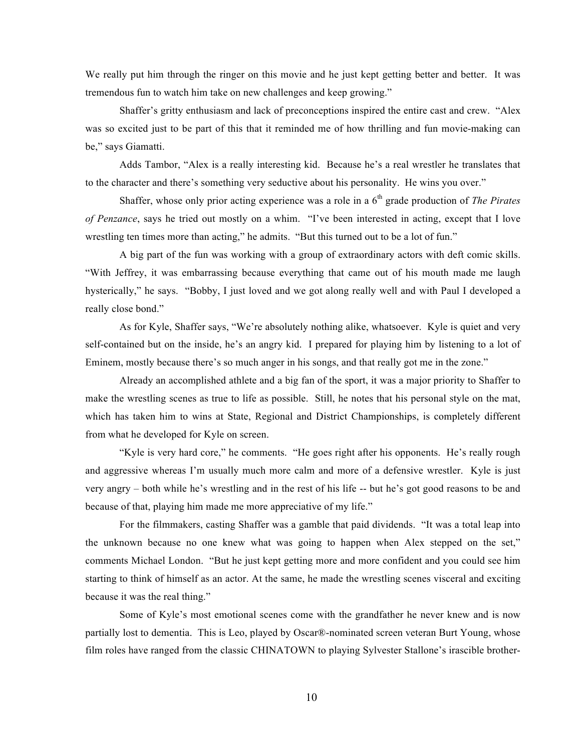We really put him through the ringer on this movie and he just kept getting better and better. It was tremendous fun to watch him take on new challenges and keep growing."

Shaffer's gritty enthusiasm and lack of preconceptions inspired the entire cast and crew. "Alex was so excited just to be part of this that it reminded me of how thrilling and fun movie-making can be," says Giamatti.

Adds Tambor, "Alex is a really interesting kid. Because he's a real wrestler he translates that to the character and there's something very seductive about his personality. He wins you over."

Shaffer, whose only prior acting experience was a role in a 6th grade production of *The Pirates of Penzance*, says he tried out mostly on a whim. "I've been interested in acting, except that I love wrestling ten times more than acting," he admits. "But this turned out to be a lot of fun."

A big part of the fun was working with a group of extraordinary actors with deft comic skills. "With Jeffrey, it was embarrassing because everything that came out of his mouth made me laugh hysterically," he says. "Bobby, I just loved and we got along really well and with Paul I developed a really close bond."

As for Kyle, Shaffer says, "We're absolutely nothing alike, whatsoever. Kyle is quiet and very self-contained but on the inside, he's an angry kid. I prepared for playing him by listening to a lot of Eminem, mostly because there's so much anger in his songs, and that really got me in the zone."

Already an accomplished athlete and a big fan of the sport, it was a major priority to Shaffer to make the wrestling scenes as true to life as possible. Still, he notes that his personal style on the mat, which has taken him to wins at State, Regional and District Championships, is completely different from what he developed for Kyle on screen.

"Kyle is very hard core," he comments. "He goes right after his opponents. He's really rough and aggressive whereas I'm usually much more calm and more of a defensive wrestler. Kyle is just very angry – both while he's wrestling and in the rest of his life -- but he's got good reasons to be and because of that, playing him made me more appreciative of my life."

For the filmmakers, casting Shaffer was a gamble that paid dividends. "It was a total leap into the unknown because no one knew what was going to happen when Alex stepped on the set," comments Michael London. "But he just kept getting more and more confident and you could see him starting to think of himself as an actor. At the same, he made the wrestling scenes visceral and exciting because it was the real thing."

Some of Kyle's most emotional scenes come with the grandfather he never knew and is now partially lost to dementia. This is Leo, played by Oscar®-nominated screen veteran Burt Young, whose film roles have ranged from the classic CHINATOWN to playing Sylvester Stallone's irascible brother-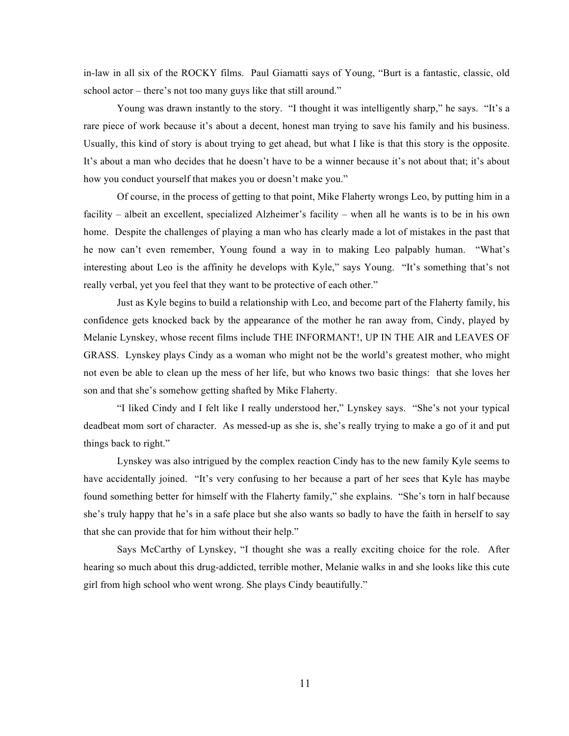in-law in all six of the ROCKY films. Paul Giamatti says of Young, "Burt is a fantastic, classic, old school actor – there's not too many guys like that still around."

Young was drawn instantly to the story. "I thought it was intelligently sharp," he says. "It's a rare piece of work because it's about a decent, honest man trying to save his family and his business. Usually, this kind of story is about trying to get ahead, but what I like is that this story is the opposite. It's about a man who decides that he doesn't have to be a winner because it's not about that; it's about how you conduct yourself that makes you or doesn't make you."

Of course, in the process of getting to that point, Mike Flaherty wrongs Leo, by putting him in a facility – albeit an excellent, specialized Alzheimer's facility – when all he wants is to be in his own home. Despite the challenges of playing a man who has clearly made a lot of mistakes in the past that he now can't even remember, Young found a way in to making Leo palpably human. "What's interesting about Leo is the affinity he develops with Kyle," says Young. "It's something that's not really verbal, yet you feel that they want to be protective of each other."

Just as Kyle begins to build a relationship with Leo, and become part of the Flaherty family, his confidence gets knocked back by the appearance of the mother he ran away from, Cindy, played by Melanie Lynskey, whose recent films include THE INFORMANT!, UP IN THE AIR and LEAVES OF GRASS. Lynskey plays Cindy as a woman who might not be the world's greatest mother, who might not even be able to clean up the mess of her life, but who knows two basic things: that she loves her son and that she's somehow getting shafted by Mike Flaherty.

"I liked Cindy and I felt like I really understood her," Lynskey says. "She's not your typical deadbeat mom sort of character. As messed-up as she is, she's really trying to make a go of it and put things back to right."

Lynskey was also intrigued by the complex reaction Cindy has to the new family Kyle seems to have accidentally joined. "It's very confusing to her because a part of her sees that Kyle has maybe found something better for himself with the Flaherty family," she explains. "She's torn in half because she's truly happy that he's in a safe place but she also wants so badly to have the faith in herself to say that she can provide that for him without their help."

Says McCarthy of Lynskey, "I thought she was a really exciting choice for the role. After hearing so much about this drug-addicted, terrible mother, Melanie walks in and she looks like this cute girl from high school who went wrong. She plays Cindy beautifully."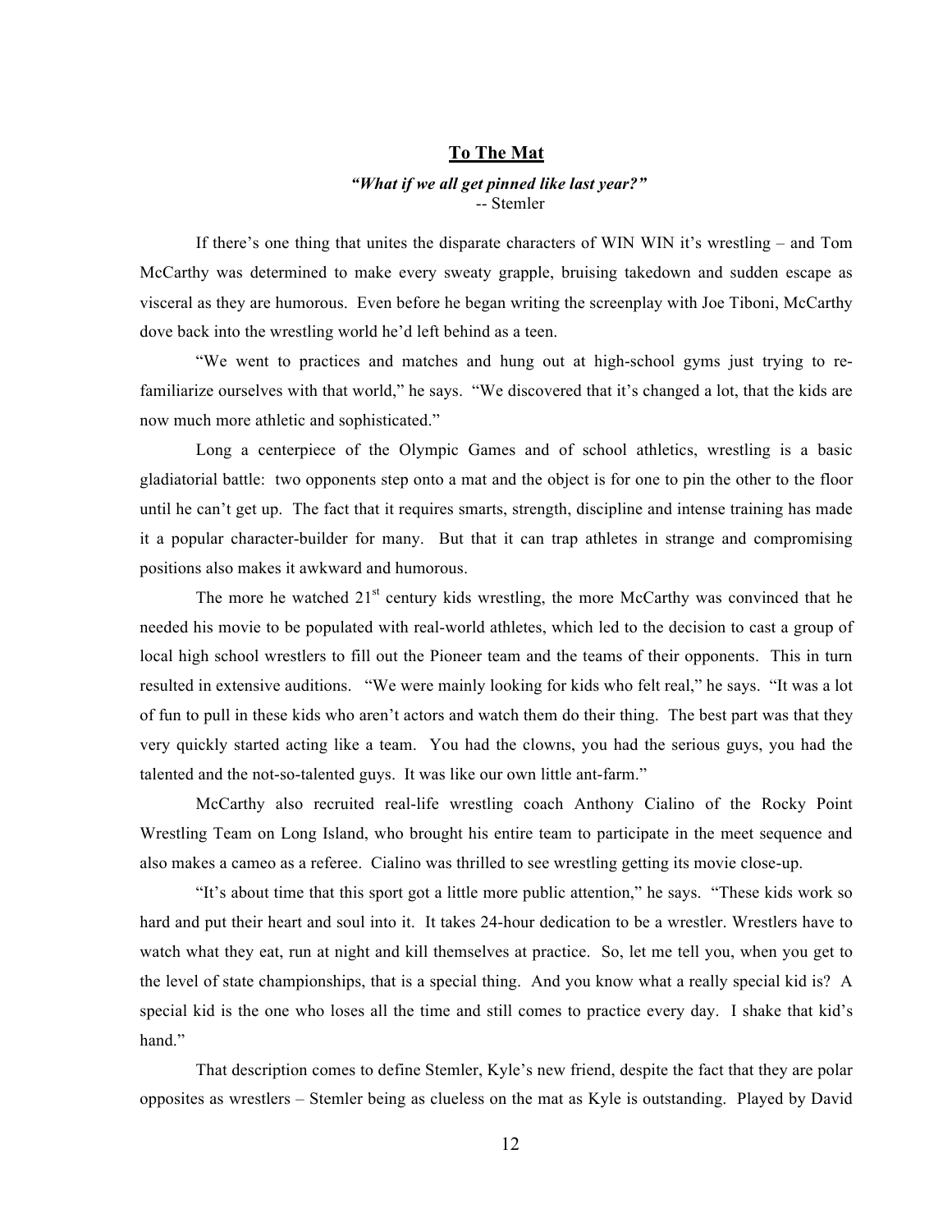## To The Mat

***"What if we all get pinned like last year?"***
-- Stemler

If there's one thing that unites the disparate characters of WIN WIN it's wrestling – and Tom McCarthy was determined to make every sweaty grapple, bruising takedown and sudden escape as visceral as they are humorous. Even before he began writing the screenplay with Joe Tiboni, McCarthy dove back into the wrestling world he'd left behind as a teen.

"We went to practices and matches and hung out at high-school gyms just trying to re-familiarize ourselves with that world," he says. "We discovered that it's changed a lot, that the kids are now much more athletic and sophisticated."

Long a centerpiece of the Olympic Games and of school athletics, wrestling is a basic gladiatorial battle: two opponents step onto a mat and the object is for one to pin the other to the floor until he can't get up. The fact that it requires smarts, strength, discipline and intense training has made it a popular character-builder for many. But that it can trap athletes in strange and compromising positions also makes it awkward and humorous.

The more he watched 21st century kids wrestling, the more McCarthy was convinced that he needed his movie to be populated with real-world athletes, which led to the decision to cast a group of local high school wrestlers to fill out the Pioneer team and the teams of their opponents. This in turn resulted in extensive auditions. "We were mainly looking for kids who felt real," he says. "It was a lot of fun to pull in these kids who aren't actors and watch them do their thing. The best part was that they very quickly started acting like a team. You had the clowns, you had the serious guys, you had the talented and the not-so-talented guys. It was like our own little ant-farm."

McCarthy also recruited real-life wrestling coach Anthony Cialino of the Rocky Point Wrestling Team on Long Island, who brought his entire team to participate in the meet sequence and also makes a cameo as a referee. Cialino was thrilled to see wrestling getting its movie close-up.

"It's about time that this sport got a little more public attention," he says. "These kids work so hard and put their heart and soul into it. It takes 24-hour dedication to be a wrestler. Wrestlers have to watch what they eat, run at night and kill themselves at practice. So, let me tell you, when you get to the level of state championships, that is a special thing. And you know what a really special kid is? A special kid is the one who loses all the time and still comes to practice every day. I shake that kid's hand."

That description comes to define Stemler, Kyle's new friend, despite the fact that they are polar opposites as wrestlers – Stemler being as clueless on the mat as Kyle is outstanding. Played by David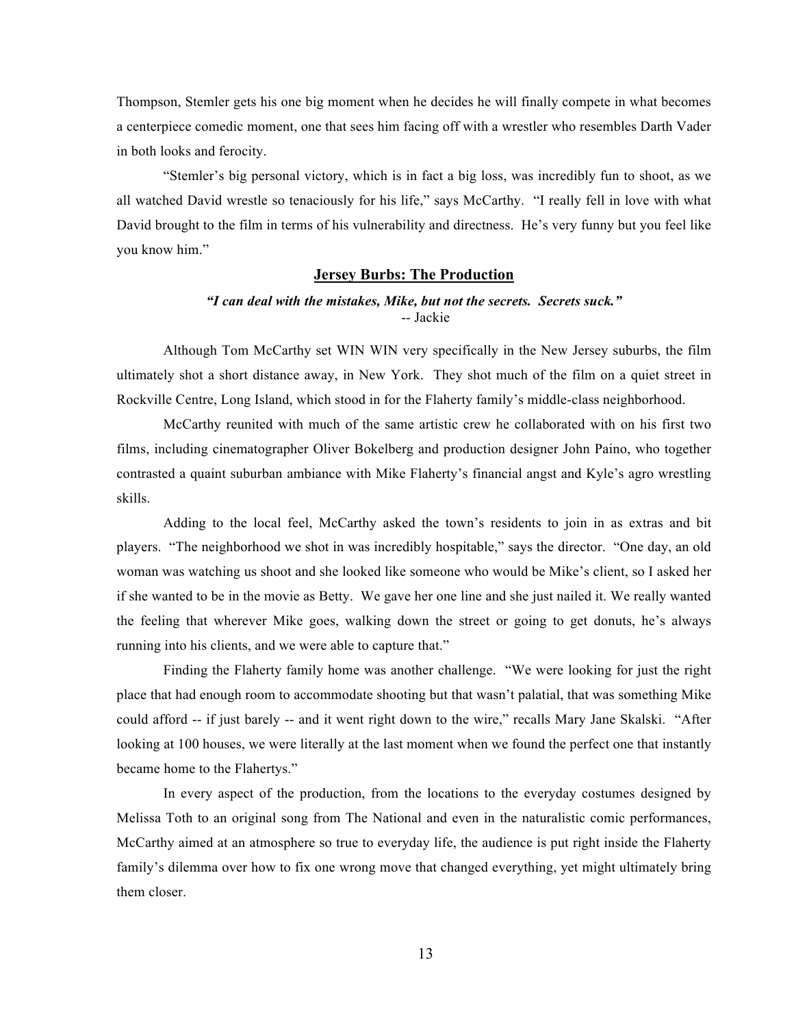Thompson, Stemler gets his one big moment when he decides he will finally compete in what becomes a centerpiece comedic moment, one that sees him facing off with a wrestler who resembles Darth Vader in both looks and ferocity.

"Stemler's big personal victory, which is in fact a big loss, was incredibly fun to shoot, as we all watched David wrestle so tenaciously for his life," says McCarthy. "I really fell in love with what David brought to the film in terms of his vulnerability and directness. He's very funny but you feel like you know him."

## Jersey Burbs: The Production

***"I can deal with the mistakes, Mike, but not the secrets. Secrets suck."***
-- Jackie

Although Tom McCarthy set WIN WIN very specifically in the New Jersey suburbs, the film ultimately shot a short distance away, in New York. They shot much of the film on a quiet street in Rockville Centre, Long Island, which stood in for the Flaherty family's middle-class neighborhood.

McCarthy reunited with much of the same artistic crew he collaborated with on his first two films, including cinematographer Oliver Bokelberg and production designer John Paino, who together contrasted a quaint suburban ambiance with Mike Flaherty's financial angst and Kyle's agro wrestling skills.

Adding to the local feel, McCarthy asked the town's residents to join in as extras and bit players. "The neighborhood we shot in was incredibly hospitable," says the director. "One day, an old woman was watching us shoot and she looked like someone who would be Mike's client, so I asked her if she wanted to be in the movie as Betty. We gave her one line and she just nailed it. We really wanted the feeling that wherever Mike goes, walking down the street or going to get donuts, he's always running into his clients, and we were able to capture that."

Finding the Flaherty family home was another challenge. "We were looking for just the right place that had enough room to accommodate shooting but that wasn't palatial, that was something Mike could afford -- if just barely -- and it went right down to the wire," recalls Mary Jane Skalski. "After looking at 100 houses, we were literally at the last moment when we found the perfect one that instantly became home to the Flahertys."

In every aspect of the production, from the locations to the everyday costumes designed by Melissa Toth to an original song from The National and even in the naturalistic comic performances, McCarthy aimed at an atmosphere so true to everyday life, the audience is put right inside the Flaherty family's dilemma over how to fix one wrong move that changed everything, yet might ultimately bring them closer.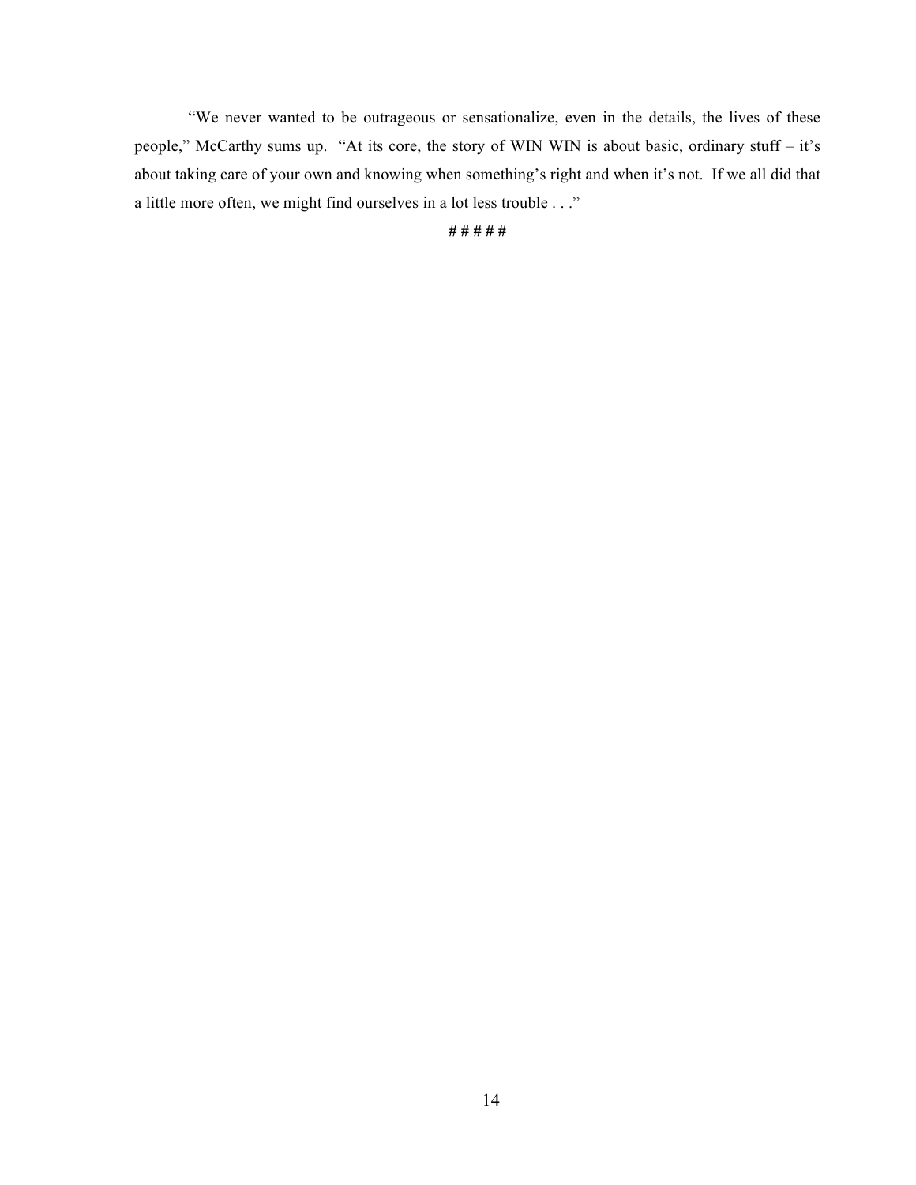"We never wanted to be outrageous or sensationalize, even in the details, the lives of these people," McCarthy sums up. "At its core, the story of WIN WIN is about basic, ordinary stuff – it's about taking care of your own and knowing when something's right and when it's not. If we all did that a little more often, we might find ourselves in a lot less trouble . . ."

# # # # #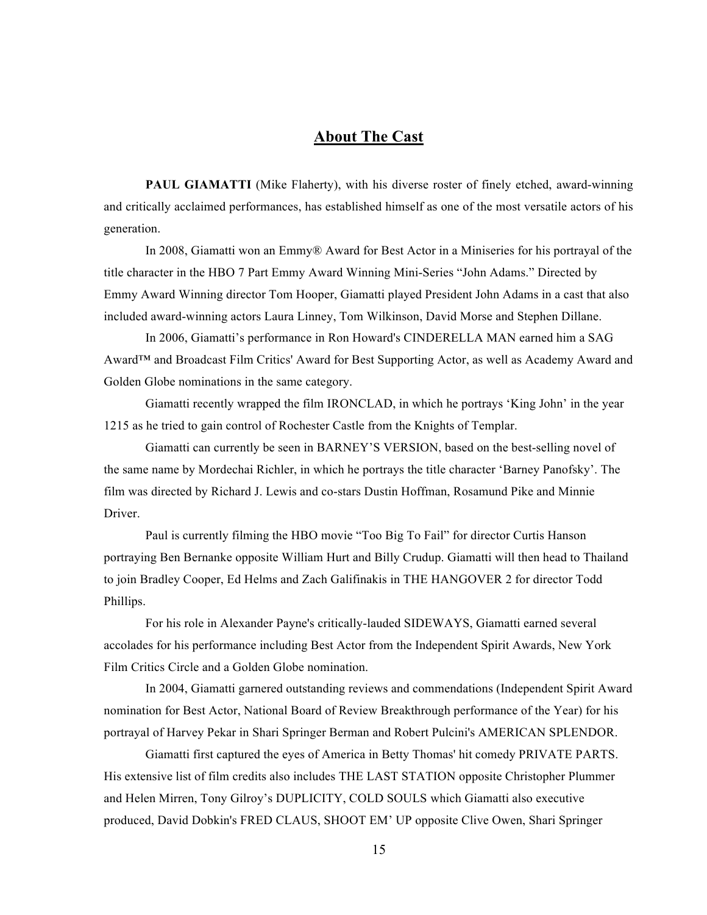## About The Cast

**PAUL GIAMATTI** (Mike Flaherty), with his diverse roster of finely etched, award-winning and critically acclaimed performances, has established himself as one of the most versatile actors of his generation.

In 2008, Giamatti won an Emmy® Award for Best Actor in a Miniseries for his portrayal of the title character in the HBO 7 Part Emmy Award Winning Mini-Series "John Adams." Directed by Emmy Award Winning director Tom Hooper, Giamatti played President John Adams in a cast that also included award-winning actors Laura Linney, Tom Wilkinson, David Morse and Stephen Dillane.

In 2006, Giamatti's performance in Ron Howard's CINDERELLA MAN earned him a SAG Award™ and Broadcast Film Critics' Award for Best Supporting Actor, as well as Academy Award and Golden Globe nominations in the same category.

Giamatti recently wrapped the film IRONCLAD, in which he portrays 'King John' in the year 1215 as he tried to gain control of Rochester Castle from the Knights of Templar.

Giamatti can currently be seen in BARNEY'S VERSION, based on the best-selling novel of the same name by Mordechai Richler, in which he portrays the title character 'Barney Panofsky'. The film was directed by Richard J. Lewis and co-stars Dustin Hoffman, Rosamund Pike and Minnie Driver.

Paul is currently filming the HBO movie "Too Big To Fail" for director Curtis Hanson portraying Ben Bernanke opposite William Hurt and Billy Crudup. Giamatti will then head to Thailand to join Bradley Cooper, Ed Helms and Zach Galifinakis in THE HANGOVER 2 for director Todd Phillips.

For his role in Alexander Payne's critically-lauded SIDEWAYS, Giamatti earned several accolades for his performance including Best Actor from the Independent Spirit Awards, New York Film Critics Circle and a Golden Globe nomination.

In 2004, Giamatti garnered outstanding reviews and commendations (Independent Spirit Award nomination for Best Actor, National Board of Review Breakthrough performance of the Year) for his portrayal of Harvey Pekar in Shari Springer Berman and Robert Pulcini's AMERICAN SPLENDOR.

Giamatti first captured the eyes of America in Betty Thomas' hit comedy PRIVATE PARTS. His extensive list of film credits also includes THE LAST STATION opposite Christopher Plummer and Helen Mirren, Tony Gilroy's DUPLICITY, COLD SOULS which Giamatti also executive produced, David Dobkin's FRED CLAUS, SHOOT EM' UP opposite Clive Owen, Shari Springer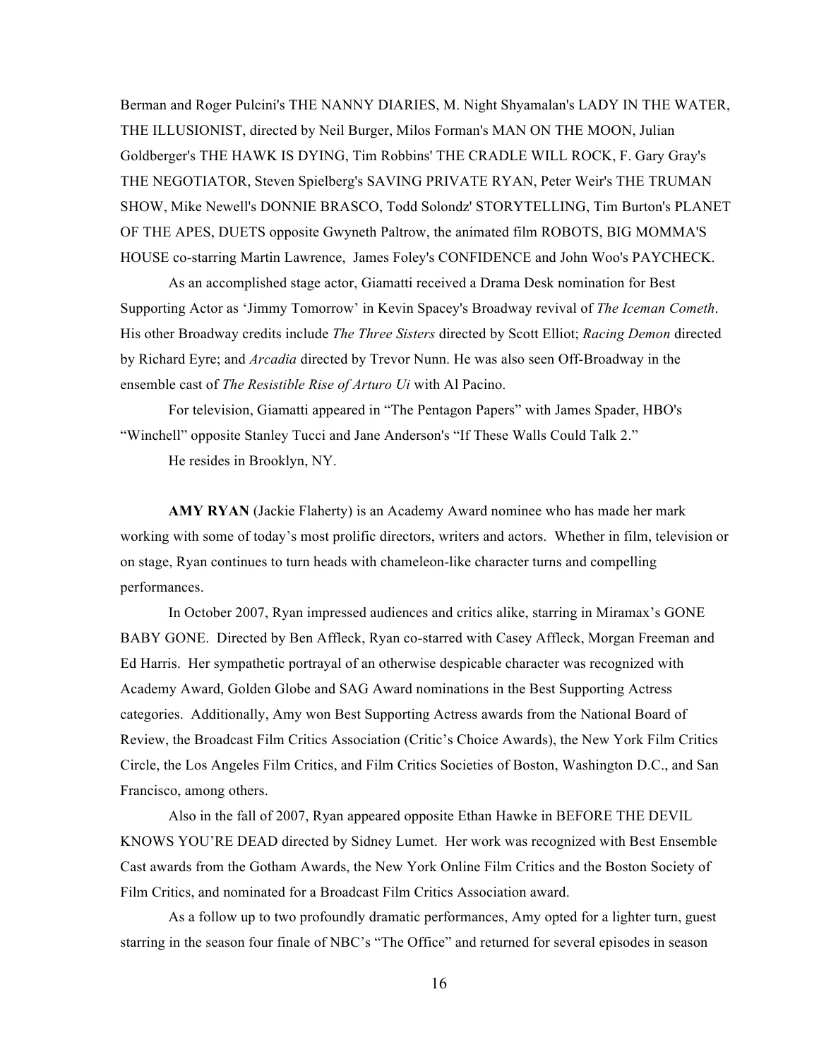Berman and Roger Pulcini's THE NANNY DIARIES, M. Night Shyamalan's LADY IN THE WATER, THE ILLUSIONIST, directed by Neil Burger, Milos Forman's MAN ON THE MOON, Julian Goldberger's THE HAWK IS DYING, Tim Robbins' THE CRADLE WILL ROCK, F. Gary Gray's THE NEGOTIATOR, Steven Spielberg's SAVING PRIVATE RYAN, Peter Weir's THE TRUMAN SHOW, Mike Newell's DONNIE BRASCO, Todd Solondz' STORYTELLING, Tim Burton's PLANET OF THE APES, DUETS opposite Gwyneth Paltrow, the animated film ROBOTS, BIG MOMMA'S HOUSE co-starring Martin Lawrence, James Foley's CONFIDENCE and John Woo's PAYCHECK.

As an accomplished stage actor, Giamatti received a Drama Desk nomination for Best Supporting Actor as 'Jimmy Tomorrow' in Kevin Spacey's Broadway revival of *The Iceman Cometh*. His other Broadway credits include *The Three Sisters* directed by Scott Elliot; *Racing Demon* directed by Richard Eyre; and *Arcadia* directed by Trevor Nunn. He was also seen Off-Broadway in the ensemble cast of *The Resistible Rise of Arturo Ui* with Al Pacino.

For television, Giamatti appeared in "The Pentagon Papers" with James Spader, HBO's "Winchell" opposite Stanley Tucci and Jane Anderson's "If These Walls Could Talk 2."

He resides in Brooklyn, NY.

**AMY RYAN** (Jackie Flaherty) is an Academy Award nominee who has made her mark working with some of today's most prolific directors, writers and actors. Whether in film, television or on stage, Ryan continues to turn heads with chameleon-like character turns and compelling performances.

In October 2007, Ryan impressed audiences and critics alike, starring in Miramax's GONE BABY GONE. Directed by Ben Affleck, Ryan co-starred with Casey Affleck, Morgan Freeman and Ed Harris. Her sympathetic portrayal of an otherwise despicable character was recognized with Academy Award, Golden Globe and SAG Award nominations in the Best Supporting Actress categories. Additionally, Amy won Best Supporting Actress awards from the National Board of Review, the Broadcast Film Critics Association (Critic's Choice Awards), the New York Film Critics Circle, the Los Angeles Film Critics, and Film Critics Societies of Boston, Washington D.C., and San Francisco, among others.

Also in the fall of 2007, Ryan appeared opposite Ethan Hawke in BEFORE THE DEVIL KNOWS YOU'RE DEAD directed by Sidney Lumet. Her work was recognized with Best Ensemble Cast awards from the Gotham Awards, the New York Online Film Critics and the Boston Society of Film Critics, and nominated for a Broadcast Film Critics Association award.

As a follow up to two profoundly dramatic performances, Amy opted for a lighter turn, guest starring in the season four finale of NBC's "The Office" and returned for several episodes in season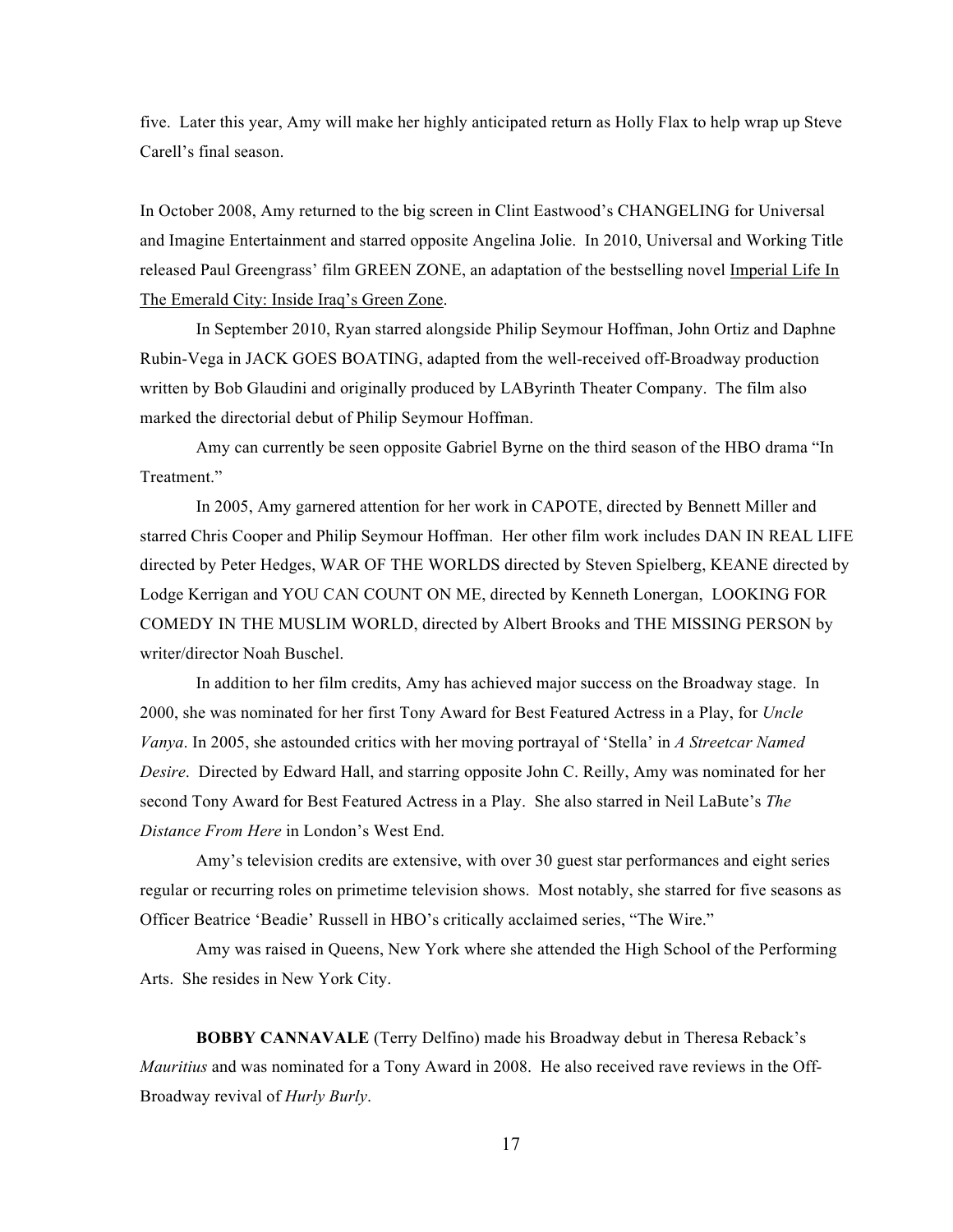five. Later this year, Amy will make her highly anticipated return as Holly Flax to help wrap up Steve Carell's final season.

In October 2008, Amy returned to the big screen in Clint Eastwood's CHANGELING for Universal and Imagine Entertainment and starred opposite Angelina Jolie. In 2010, Universal and Working Title released Paul Greengrass' film GREEN ZONE, an adaptation of the bestselling novel <u>Imperial Life In The Emerald City: Inside Iraq's Green Zone</u>.

In September 2010, Ryan starred alongside Philip Seymour Hoffman, John Ortiz and Daphne Rubin-Vega in JACK GOES BOATING, adapted from the well-received off-Broadway production written by Bob Glaudini and originally produced by LAByrinth Theater Company. The film also marked the directorial debut of Philip Seymour Hoffman.

Amy can currently be seen opposite Gabriel Byrne on the third season of the HBO drama "In Treatment."

In 2005, Amy garnered attention for her work in CAPOTE, directed by Bennett Miller and starred Chris Cooper and Philip Seymour Hoffman. Her other film work includes DAN IN REAL LIFE directed by Peter Hedges, WAR OF THE WORLDS directed by Steven Spielberg, KEANE directed by Lodge Kerrigan and YOU CAN COUNT ON ME, directed by Kenneth Lonergan, LOOKING FOR COMEDY IN THE MUSLIM WORLD, directed by Albert Brooks and THE MISSING PERSON by writer/director Noah Buschel.

In addition to her film credits, Amy has achieved major success on the Broadway stage. In 2000, she was nominated for her first Tony Award for Best Featured Actress in a Play, for *Uncle Vanya*. In 2005, she astounded critics with her moving portrayal of 'Stella' in *A Streetcar Named Desire*. Directed by Edward Hall, and starring opposite John C. Reilly, Amy was nominated for her second Tony Award for Best Featured Actress in a Play. She also starred in Neil LaBute's *The Distance From Here* in London's West End.

Amy's television credits are extensive, with over 30 guest star performances and eight series regular or recurring roles on primetime television shows. Most notably, she starred for five seasons as Officer Beatrice 'Beadie' Russell in HBO's critically acclaimed series, "The Wire."

Amy was raised in Queens, New York where she attended the High School of the Performing Arts. She resides in New York City.

**BOBBY CANNAVALE** (Terry Delfino) made his Broadway debut in Theresa Reback's *Mauritius* and was nominated for a Tony Award in 2008. He also received rave reviews in the Off-Broadway revival of *Hurly Burly*.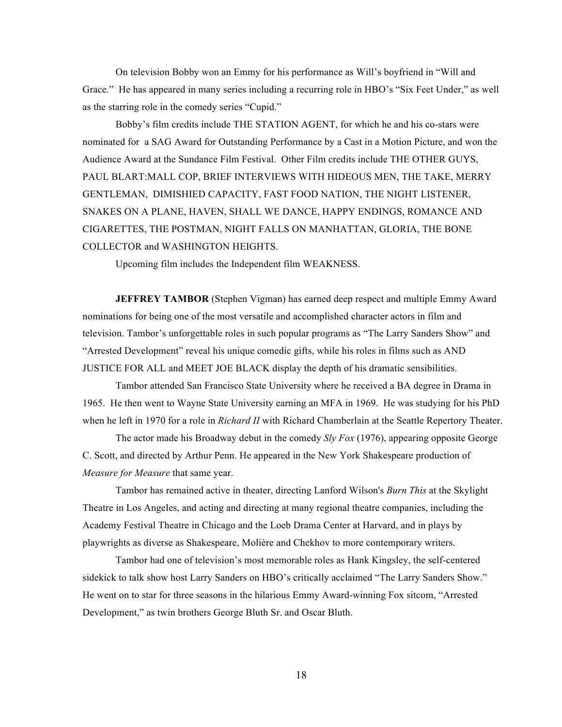On television Bobby won an Emmy for his performance as Will's boyfriend in "Will and Grace." He has appeared in many series including a recurring role in HBO's "Six Feet Under," as well as the starring role in the comedy series "Cupid."

Bobby's film credits include THE STATION AGENT, for which he and his co-stars were nominated for a SAG Award for Outstanding Performance by a Cast in a Motion Picture, and won the Audience Award at the Sundance Film Festival. Other Film credits include THE OTHER GUYS, PAUL BLART:MALL COP, BRIEF INTERVIEWS WITH HIDEOUS MEN, THE TAKE, MERRY GENTLEMAN, DIMISHIED CAPACITY, FAST FOOD NATION, THE NIGHT LISTENER, SNAKES ON A PLANE, HAVEN, SHALL WE DANCE, HAPPY ENDINGS, ROMANCE AND CIGARETTES, THE POSTMAN, NIGHT FALLS ON MANHATTAN, GLORIA, THE BONE COLLECTOR and WASHINGTON HEIGHTS.

Upcoming film includes the Independent film WEAKNESS.

**JEFFREY TAMBOR** (Stephen Vigman) has earned deep respect and multiple Emmy Award nominations for being one of the most versatile and accomplished character actors in film and television. Tambor's unforgettable roles in such popular programs as "The Larry Sanders Show" and "Arrested Development" reveal his unique comedic gifts, while his roles in films such as AND JUSTICE FOR ALL and MEET JOE BLACK display the depth of his dramatic sensibilities.

Tambor attended San Francisco State University where he received a BA degree in Drama in 1965. He then went to Wayne State University earning an MFA in 1969. He was studying for his PhD when he left in 1970 for a role in *Richard II* with Richard Chamberlain at the Seattle Repertory Theater.

The actor made his Broadway debut in the comedy *Sly Fox* (1976), appearing opposite George C. Scott, and directed by Arthur Penn. He appeared in the New York Shakespeare production of *Measure for Measure* that same year.

Tambor has remained active in theater, directing Lanford Wilson's *Burn This* at the Skylight Theatre in Los Angeles, and acting and directing at many regional theatre companies, including the Academy Festival Theatre in Chicago and the Loeb Drama Center at Harvard, and in plays by playwrights as diverse as Shakespeare, Molière and Chekhov to more contemporary writers.

Tambor had one of television's most memorable roles as Hank Kingsley, the self-centered sidekick to talk show host Larry Sanders on HBO's critically acclaimed "The Larry Sanders Show." He went on to star for three seasons in the hilarious Emmy Award-winning Fox sitcom, "Arrested Development," as twin brothers George Bluth Sr. and Oscar Bluth.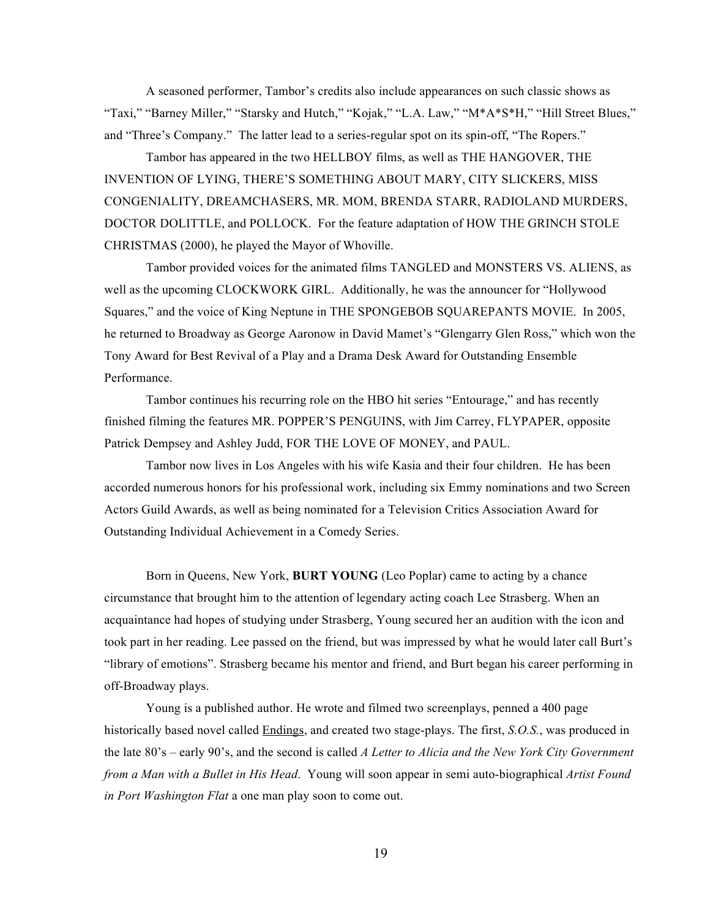A seasoned performer, Tambor's credits also include appearances on such classic shows as "Taxi," "Barney Miller," "Starsky and Hutch," "Kojak," "L.A. Law," "M*A*S*H," "Hill Street Blues," and "Three's Company." The latter lead to a series-regular spot on its spin-off, "The Ropers."

Tambor has appeared in the two HELLBOY films, as well as THE HANGOVER, THE INVENTION OF LYING, THERE'S SOMETHING ABOUT MARY, CITY SLICKERS, MISS CONGENIALITY, DREAMCHASERS, MR. MOM, BRENDA STARR, RADIOLAND MURDERS, DOCTOR DOLITTLE, and POLLOCK. For the feature adaptation of HOW THE GRINCH STOLE CHRISTMAS (2000), he played the Mayor of Whoville.

Tambor provided voices for the animated films TANGLED and MONSTERS VS. ALIENS, as well as the upcoming CLOCKWORK GIRL. Additionally, he was the announcer for "Hollywood Squares," and the voice of King Neptune in THE SPONGEBOB SQUAREPANTS MOVIE. In 2005, he returned to Broadway as George Aaronow in David Mamet's "Glengarry Glen Ross," which won the Tony Award for Best Revival of a Play and a Drama Desk Award for Outstanding Ensemble Performance.

Tambor continues his recurring role on the HBO hit series "Entourage," and has recently finished filming the features MR. POPPER'S PENGUINS, with Jim Carrey, FLYPAPER, opposite Patrick Dempsey and Ashley Judd, FOR THE LOVE OF MONEY, and PAUL.

Tambor now lives in Los Angeles with his wife Kasia and their four children. He has been accorded numerous honors for his professional work, including six Emmy nominations and two Screen Actors Guild Awards, as well as being nominated for a Television Critics Association Award for Outstanding Individual Achievement in a Comedy Series.

Born in Queens, New York, **BURT YOUNG** (Leo Poplar) came to acting by a chance circumstance that brought him to the attention of legendary acting coach Lee Strasberg. When an acquaintance had hopes of studying under Strasberg, Young secured her an audition with the icon and took part in her reading. Lee passed on the friend, but was impressed by what he would later call Burt's "library of emotions". Strasberg became his mentor and friend, and Burt began his career performing in off-Broadway plays.

Young is a published author. He wrote and filmed two screenplays, penned a 400 page historically based novel called <u>Endings</u>, and created two stage-plays. The first, *S.O.S.*, was produced in the late 80's – early 90's, and the second is called *A Letter to Alicia and the New York City Government from a Man with a Bullet in His Head*. Young will soon appear in semi auto-biographical *Artist Found in Port Washington Flat* a one man play soon to come out.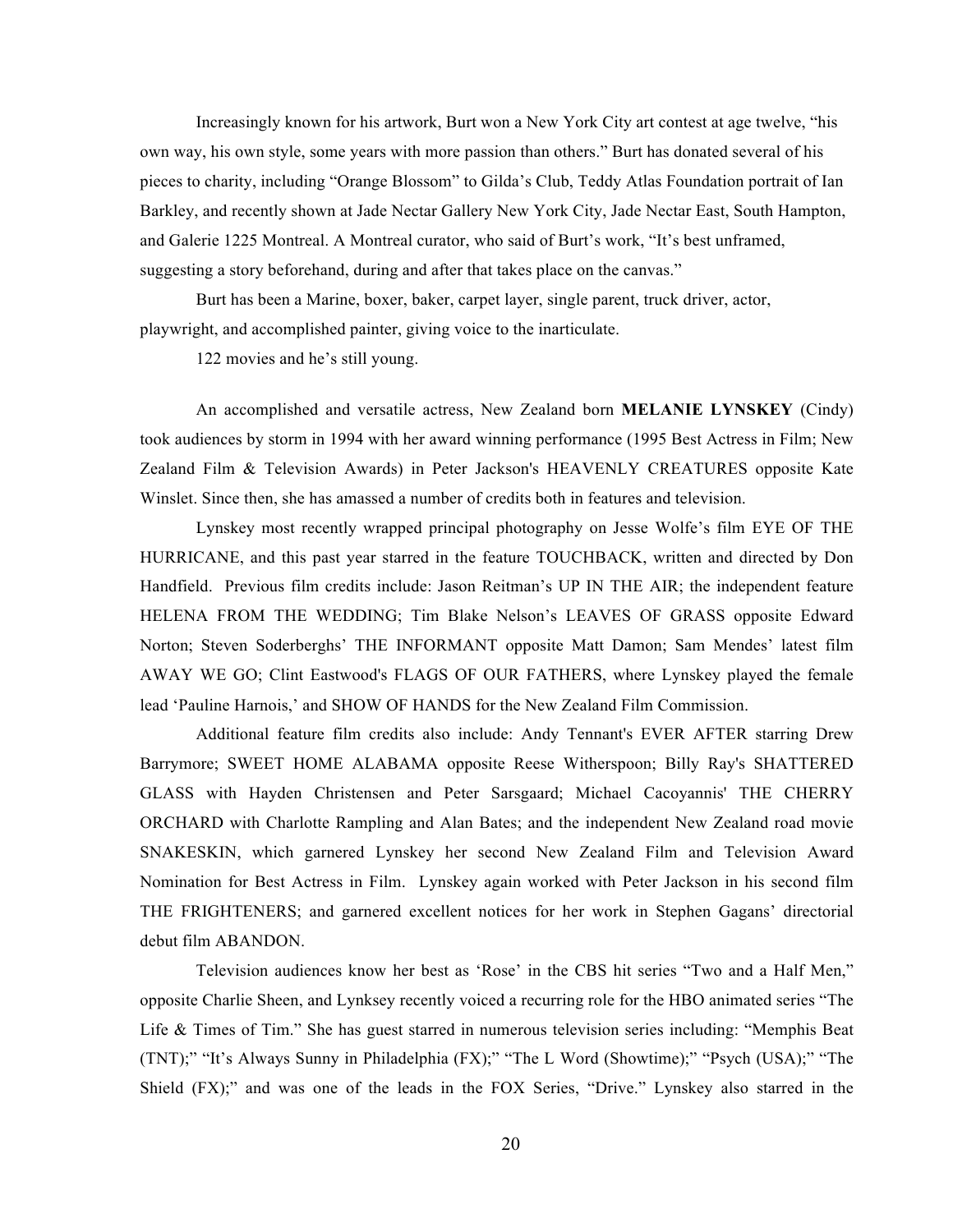Increasingly known for his artwork, Burt won a New York City art contest at age twelve, "his own way, his own style, some years with more passion than others." Burt has donated several of his pieces to charity, including "Orange Blossom" to Gilda's Club, Teddy Atlas Foundation portrait of Ian Barkley, and recently shown at Jade Nectar Gallery New York City, Jade Nectar East, South Hampton, and Galerie 1225 Montreal. A Montreal curator, who said of Burt's work, "It's best unframed, suggesting a story beforehand, during and after that takes place on the canvas."

Burt has been a Marine, boxer, baker, carpet layer, single parent, truck driver, actor, playwright, and accomplished painter, giving voice to the inarticulate.

122 movies and he's still young.

An accomplished and versatile actress, New Zealand born **MELANIE LYNSKEY** (Cindy) took audiences by storm in 1994 with her award winning performance (1995 Best Actress in Film; New Zealand Film & Television Awards) in Peter Jackson's HEAVENLY CREATURES opposite Kate Winslet. Since then, she has amassed a number of credits both in features and television.

Lynskey most recently wrapped principal photography on Jesse Wolfe's film EYE OF THE HURRICANE, and this past year starred in the feature TOUCHBACK, written and directed by Don Handfield. Previous film credits include: Jason Reitman's UP IN THE AIR; the independent feature HELENA FROM THE WEDDING; Tim Blake Nelson's LEAVES OF GRASS opposite Edward Norton; Steven Soderberghs' THE INFORMANT opposite Matt Damon; Sam Mendes' latest film AWAY WE GO; Clint Eastwood's FLAGS OF OUR FATHERS, where Lynskey played the female lead 'Pauline Harnois,' and SHOW OF HANDS for the New Zealand Film Commission.

Additional feature film credits also include: Andy Tennant's EVER AFTER starring Drew Barrymore; SWEET HOME ALABAMA opposite Reese Witherspoon; Billy Ray's SHATTERED GLASS with Hayden Christensen and Peter Sarsgaard; Michael Cacoyannis' THE CHERRY ORCHARD with Charlotte Rampling and Alan Bates; and the independent New Zealand road movie SNAKESKIN, which garnered Lynskey her second New Zealand Film and Television Award Nomination for Best Actress in Film. Lynskey again worked with Peter Jackson in his second film THE FRIGHTENERS; and garnered excellent notices for her work in Stephen Gagans' directorial debut film ABANDON.

Television audiences know her best as 'Rose' in the CBS hit series "Two and a Half Men," opposite Charlie Sheen, and Lynksey recently voiced a recurring role for the HBO animated series "The Life & Times of Tim." She has guest starred in numerous television series including: "Memphis Beat (TNT);" "It's Always Sunny in Philadelphia (FX);" "The L Word (Showtime);" "Psych (USA);" "The Shield (FX);" and was one of the leads in the FOX Series, "Drive." Lynskey also starred in the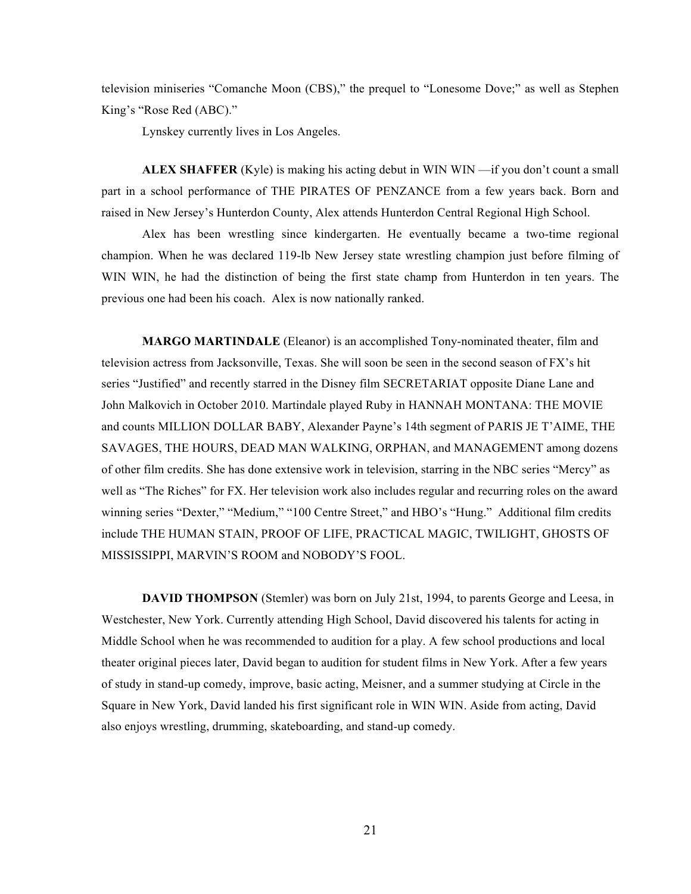television miniseries "Comanche Moon (CBS)," the prequel to "Lonesome Dove;" as well as Stephen King's "Rose Red (ABC)."

Lynskey currently lives in Los Angeles.

**ALEX SHAFFER** (Kyle) is making his acting debut in WIN WIN —if you don't count a small part in a school performance of THE PIRATES OF PENZANCE from a few years back. Born and raised in New Jersey's Hunterdon County, Alex attends Hunterdon Central Regional High School.

Alex has been wrestling since kindergarten. He eventually became a two-time regional champion. When he was declared 119-lb New Jersey state wrestling champion just before filming of WIN WIN, he had the distinction of being the first state champ from Hunterdon in ten years. The previous one had been his coach. Alex is now nationally ranked.

**MARGO MARTINDALE** (Eleanor) is an accomplished Tony-nominated theater, film and television actress from Jacksonville, Texas. She will soon be seen in the second season of FX's hit series "Justified" and recently starred in the Disney film SECRETARIAT opposite Diane Lane and John Malkovich in October 2010. Martindale played Ruby in HANNAH MONTANA: THE MOVIE and counts MILLION DOLLAR BABY, Alexander Payne's 14th segment of PARIS JE T'AIME, THE SAVAGES, THE HOURS, DEAD MAN WALKING, ORPHAN, and MANAGEMENT among dozens of other film credits. She has done extensive work in television, starring in the NBC series "Mercy" as well as "The Riches" for FX. Her television work also includes regular and recurring roles on the award winning series "Dexter," "Medium," "100 Centre Street," and HBO's "Hung." Additional film credits include THE HUMAN STAIN, PROOF OF LIFE, PRACTICAL MAGIC, TWILIGHT, GHOSTS OF MISSISSIPPI, MARVIN'S ROOM and NOBODY'S FOOL.

**DAVID THOMPSON** (Stemler) was born on July 21st, 1994, to parents George and Leesa, in Westchester, New York. Currently attending High School, David discovered his talents for acting in Middle School when he was recommended to audition for a play. A few school productions and local theater original pieces later, David began to audition for student films in New York. After a few years of study in stand-up comedy, improve, basic acting, Meisner, and a summer studying at Circle in the Square in New York, David landed his first significant role in WIN WIN. Aside from acting, David also enjoys wrestling, drumming, skateboarding, and stand-up comedy.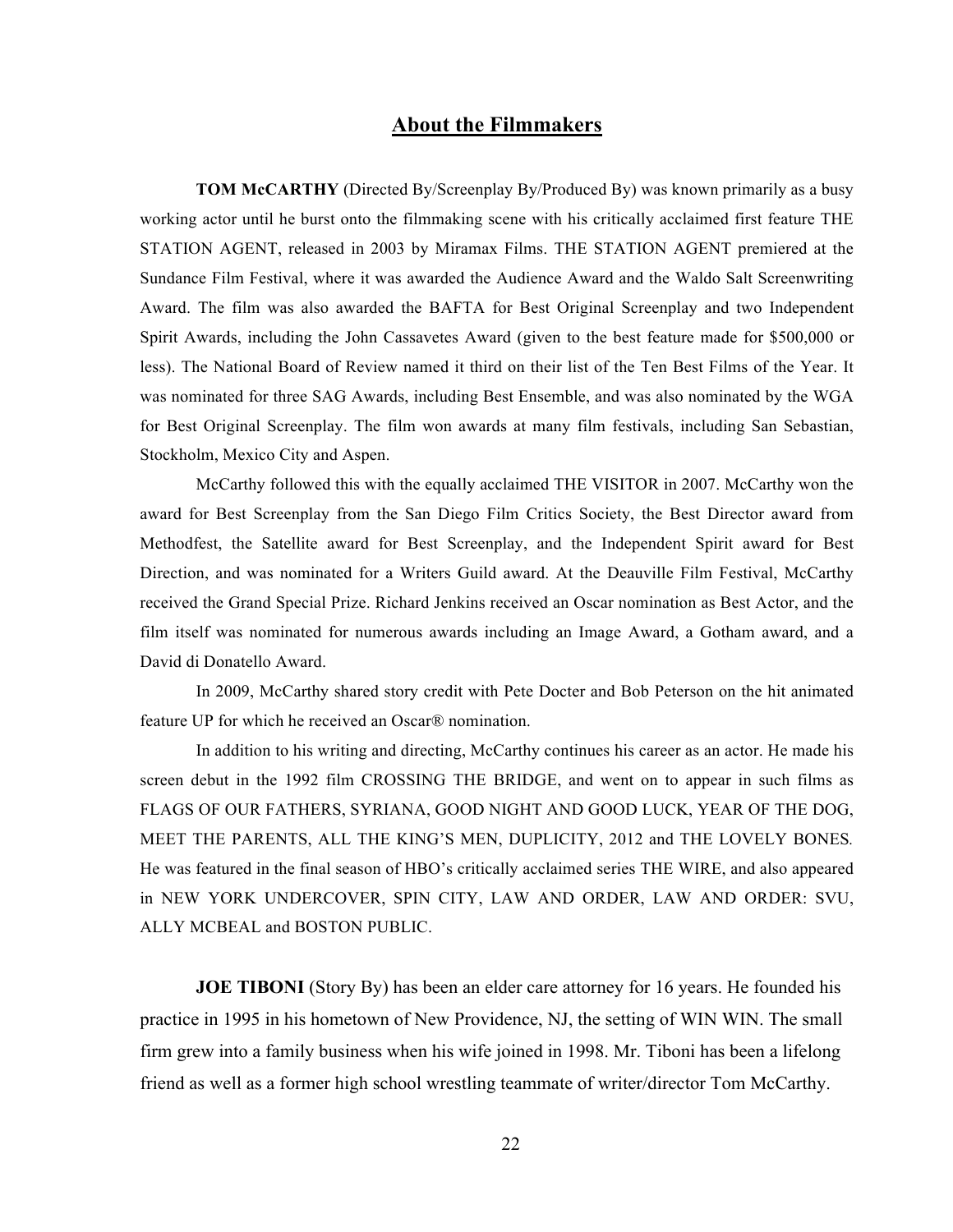## About the Filmmakers

**TOM McCARTHY** (Directed By/Screenplay By/Produced By) was known primarily as a busy working actor until he burst onto the filmmaking scene with his critically acclaimed first feature THE STATION AGENT, released in 2003 by Miramax Films. THE STATION AGENT premiered at the Sundance Film Festival, where it was awarded the Audience Award and the Waldo Salt Screenwriting Award. The film was also awarded the BAFTA for Best Original Screenplay and two Independent Spirit Awards, including the John Cassavetes Award (given to the best feature made for $500,000 or less). The National Board of Review named it third on their list of the Ten Best Films of the Year. It was nominated for three SAG Awards, including Best Ensemble, and was also nominated by the WGA for Best Original Screenplay. The film won awards at many film festivals, including San Sebastian, Stockholm, Mexico City and Aspen.

McCarthy followed this with the equally acclaimed THE VISITOR in 2007. McCarthy won the award for Best Screenplay from the San Diego Film Critics Society, the Best Director award from Methodfest, the Satellite award for Best Screenplay, and the Independent Spirit award for Best Direction, and was nominated for a Writers Guild award. At the Deauville Film Festival, McCarthy received the Grand Special Prize. Richard Jenkins received an Oscar nomination as Best Actor, and the film itself was nominated for numerous awards including an Image Award, a Gotham award, and a David di Donatello Award.

In 2009, McCarthy shared story credit with Pete Docter and Bob Peterson on the hit animated feature UP for which he received an Oscar® nomination.

In addition to his writing and directing, McCarthy continues his career as an actor. He made his screen debut in the 1992 film CROSSING THE BRIDGE, and went on to appear in such films as FLAGS OF OUR FATHERS, SYRIANA, GOOD NIGHT AND GOOD LUCK, YEAR OF THE DOG, MEET THE PARENTS, ALL THE KING'S MEN, DUPLICITY, 2012 and THE LOVELY BONES. He was featured in the final season of HBO's critically acclaimed series THE WIRE, and also appeared in NEW YORK UNDERCOVER, SPIN CITY, LAW AND ORDER, LAW AND ORDER: SVU, ALLY MCBEAL and BOSTON PUBLIC.

**JOE TIBONI** (Story By) has been an elder care attorney for 16 years. He founded his practice in 1995 in his hometown of New Providence, NJ, the setting of WIN WIN. The small firm grew into a family business when his wife joined in 1998. Mr. Tiboni has been a lifelong friend as well as a former high school wrestling teammate of writer/director Tom McCarthy.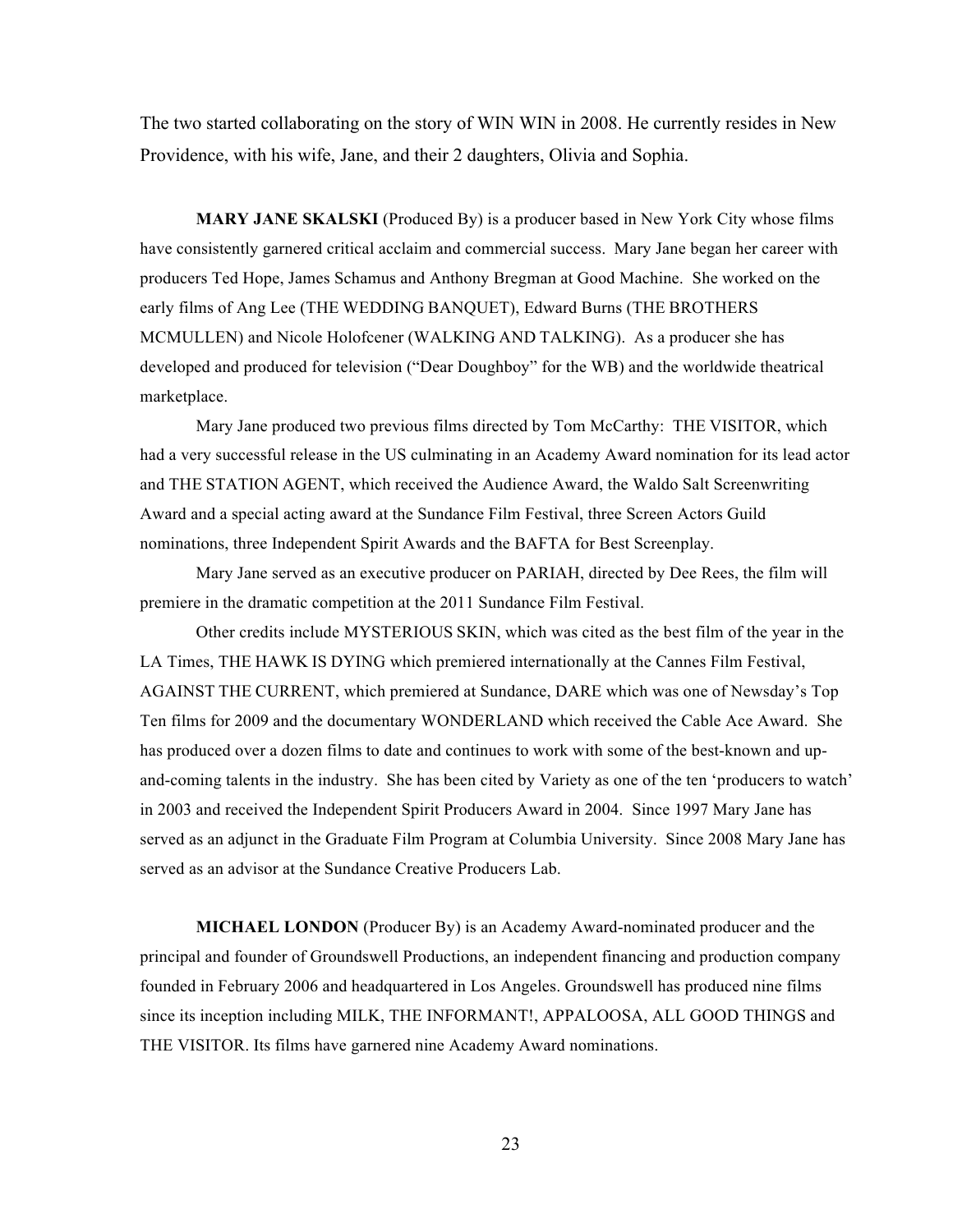The two started collaborating on the story of WIN WIN in 2008. He currently resides in New Providence, with his wife, Jane, and their 2 daughters, Olivia and Sophia.

**MARY JANE SKALSKI** (Produced By) is a producer based in New York City whose films have consistently garnered critical acclaim and commercial success. Mary Jane began her career with producers Ted Hope, James Schamus and Anthony Bregman at Good Machine. She worked on the early films of Ang Lee (THE WEDDING BANQUET), Edward Burns (THE BROTHERS MCMULLEN) and Nicole Holofcener (WALKING AND TALKING). As a producer she has developed and produced for television ("Dear Doughboy" for the WB) and the worldwide theatrical marketplace.

Mary Jane produced two previous films directed by Tom McCarthy: THE VISITOR, which had a very successful release in the US culminating in an Academy Award nomination for its lead actor and THE STATION AGENT, which received the Audience Award, the Waldo Salt Screenwriting Award and a special acting award at the Sundance Film Festival, three Screen Actors Guild nominations, three Independent Spirit Awards and the BAFTA for Best Screenplay.

Mary Jane served as an executive producer on PARIAH, directed by Dee Rees, the film will premiere in the dramatic competition at the 2011 Sundance Film Festival.

Other credits include MYSTERIOUS SKIN, which was cited as the best film of the year in the LA Times, THE HAWK IS DYING which premiered internationally at the Cannes Film Festival, AGAINST THE CURRENT, which premiered at Sundance, DARE which was one of Newsday's Top Ten films for 2009 and the documentary WONDERLAND which received the Cable Ace Award. She has produced over a dozen films to date and continues to work with some of the best-known and up-and-coming talents in the industry. She has been cited by Variety as one of the ten 'producers to watch' in 2003 and received the Independent Spirit Producers Award in 2004. Since 1997 Mary Jane has served as an adjunct in the Graduate Film Program at Columbia University. Since 2008 Mary Jane has served as an advisor at the Sundance Creative Producers Lab.

**MICHAEL LONDON** (Producer By) is an Academy Award-nominated producer and the principal and founder of Groundswell Productions, an independent financing and production company founded in February 2006 and headquartered in Los Angeles. Groundswell has produced nine films since its inception including MILK, THE INFORMANT!, APPALOOSA, ALL GOOD THINGS and THE VISITOR. Its films have garnered nine Academy Award nominations.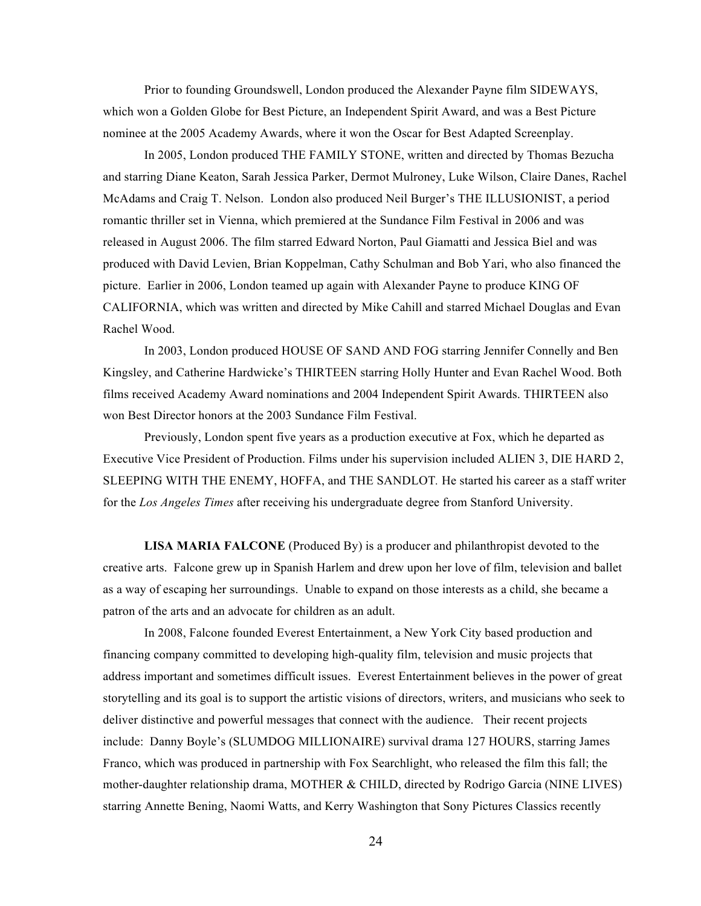Prior to founding Groundswell, London produced the Alexander Payne film SIDEWAYS, which won a Golden Globe for Best Picture, an Independent Spirit Award, and was a Best Picture nominee at the 2005 Academy Awards, where it won the Oscar for Best Adapted Screenplay.

In 2005, London produced THE FAMILY STONE, written and directed by Thomas Bezucha and starring Diane Keaton, Sarah Jessica Parker, Dermot Mulroney, Luke Wilson, Claire Danes, Rachel McAdams and Craig T. Nelson. London also produced Neil Burger's THE ILLUSIONIST, a period romantic thriller set in Vienna, which premiered at the Sundance Film Festival in 2006 and was released in August 2006. The film starred Edward Norton, Paul Giamatti and Jessica Biel and was produced with David Levien, Brian Koppelman, Cathy Schulman and Bob Yari, who also financed the picture. Earlier in 2006, London teamed up again with Alexander Payne to produce KING OF CALIFORNIA, which was written and directed by Mike Cahill and starred Michael Douglas and Evan Rachel Wood.

In 2003, London produced HOUSE OF SAND AND FOG starring Jennifer Connelly and Ben Kingsley, and Catherine Hardwicke's THIRTEEN starring Holly Hunter and Evan Rachel Wood. Both films received Academy Award nominations and 2004 Independent Spirit Awards. THIRTEEN also won Best Director honors at the 2003 Sundance Film Festival.

Previously, London spent five years as a production executive at Fox, which he departed as Executive Vice President of Production. Films under his supervision included ALIEN 3, DIE HARD 2, SLEEPING WITH THE ENEMY, HOFFA, and THE SANDLOT. He started his career as a staff writer for the *Los Angeles Times* after receiving his undergraduate degree from Stanford University.

**LISA MARIA FALCONE** (Produced By) is a producer and philanthropist devoted to the creative arts. Falcone grew up in Spanish Harlem and drew upon her love of film, television and ballet as a way of escaping her surroundings. Unable to expand on those interests as a child, she became a patron of the arts and an advocate for children as an adult.

In 2008, Falcone founded Everest Entertainment, a New York City based production and financing company committed to developing high-quality film, television and music projects that address important and sometimes difficult issues. Everest Entertainment believes in the power of great storytelling and its goal is to support the artistic visions of directors, writers, and musicians who seek to deliver distinctive and powerful messages that connect with the audience. Their recent projects include: Danny Boyle's (SLUMDOG MILLIONAIRE) survival drama 127 HOURS, starring James Franco, which was produced in partnership with Fox Searchlight, who released the film this fall; the mother-daughter relationship drama, MOTHER & CHILD, directed by Rodrigo Garcia (NINE LIVES) starring Annette Bening, Naomi Watts, and Kerry Washington that Sony Pictures Classics recently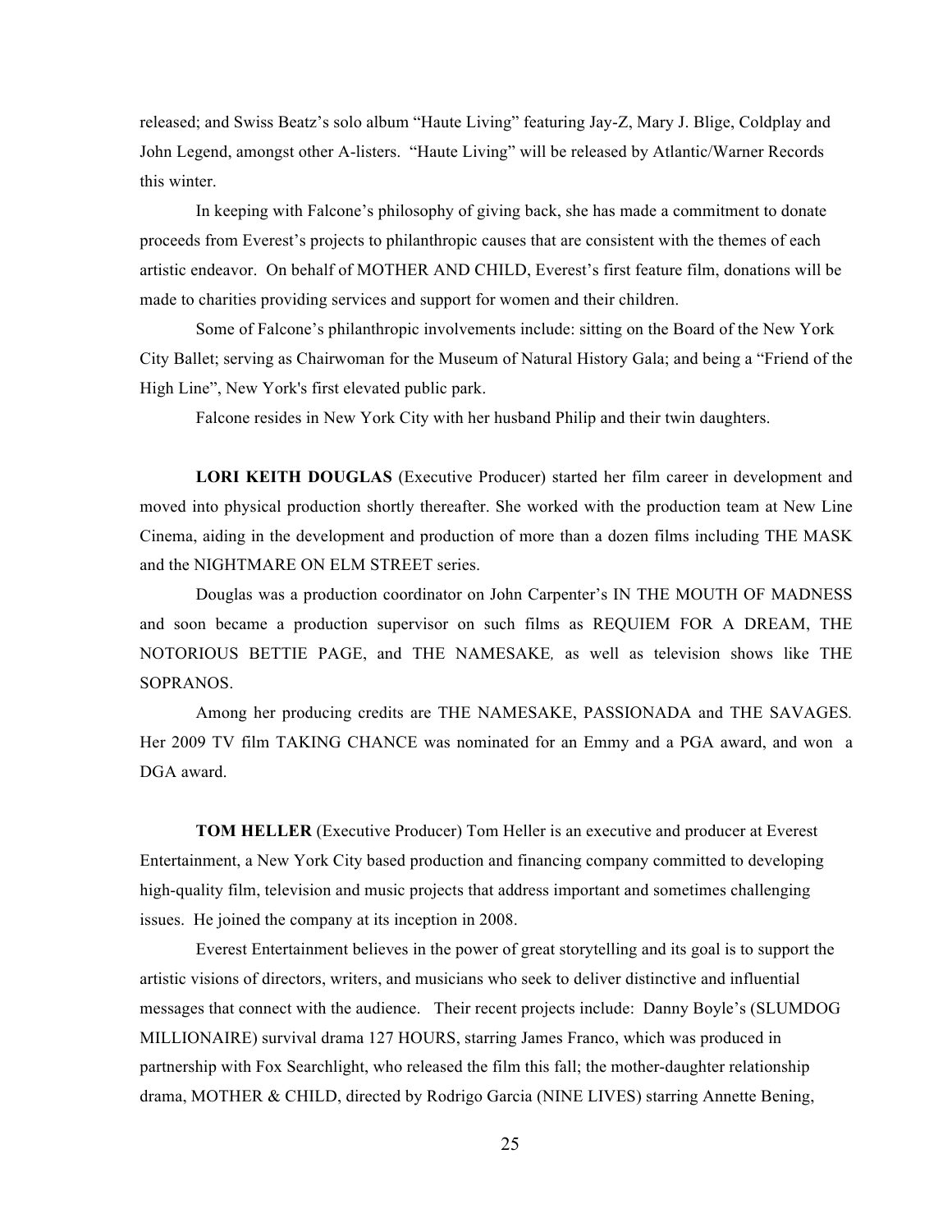released; and Swiss Beatz's solo album "Haute Living" featuring Jay-Z, Mary J. Blige, Coldplay and John Legend, amongst other A-listers. "Haute Living" will be released by Atlantic/Warner Records this winter.

In keeping with Falcone's philosophy of giving back, she has made a commitment to donate proceeds from Everest's projects to philanthropic causes that are consistent with the themes of each artistic endeavor. On behalf of MOTHER AND CHILD, Everest's first feature film, donations will be made to charities providing services and support for women and their children.

Some of Falcone's philanthropic involvements include: sitting on the Board of the New York City Ballet; serving as Chairwoman for the Museum of Natural History Gala; and being a "Friend of the High Line", New York's first elevated public park.

Falcone resides in New York City with her husband Philip and their twin daughters.

**LORI KEITH DOUGLAS** (Executive Producer) started her film career in development and moved into physical production shortly thereafter. She worked with the production team at New Line Cinema, aiding in the development and production of more than a dozen films including THE MASK and the NIGHTMARE ON ELM STREET series.

Douglas was a production coordinator on John Carpenter's IN THE MOUTH OF MADNESS and soon became a production supervisor on such films as REQUIEM FOR A DREAM, THE NOTORIOUS BETTIE PAGE, and THE NAMESAKE*,* as well as television shows like THE SOPRANOS.

Among her producing credits are THE NAMESAKE, PASSIONADA and THE SAVAGES*.* Her 2009 TV film TAKING CHANCE was nominated for an Emmy and a PGA award, and won a DGA award.

**TOM HELLER** (Executive Producer) Tom Heller is an executive and producer at Everest Entertainment, a New York City based production and financing company committed to developing high-quality film, television and music projects that address important and sometimes challenging issues. He joined the company at its inception in 2008.

Everest Entertainment believes in the power of great storytelling and its goal is to support the artistic visions of directors, writers, and musicians who seek to deliver distinctive and influential messages that connect with the audience. Their recent projects include: Danny Boyle's (SLUMDOG MILLIONAIRE) survival drama 127 HOURS, starring James Franco, which was produced in partnership with Fox Searchlight, who released the film this fall; the mother-daughter relationship drama, MOTHER & CHILD, directed by Rodrigo Garcia (NINE LIVES) starring Annette Bening,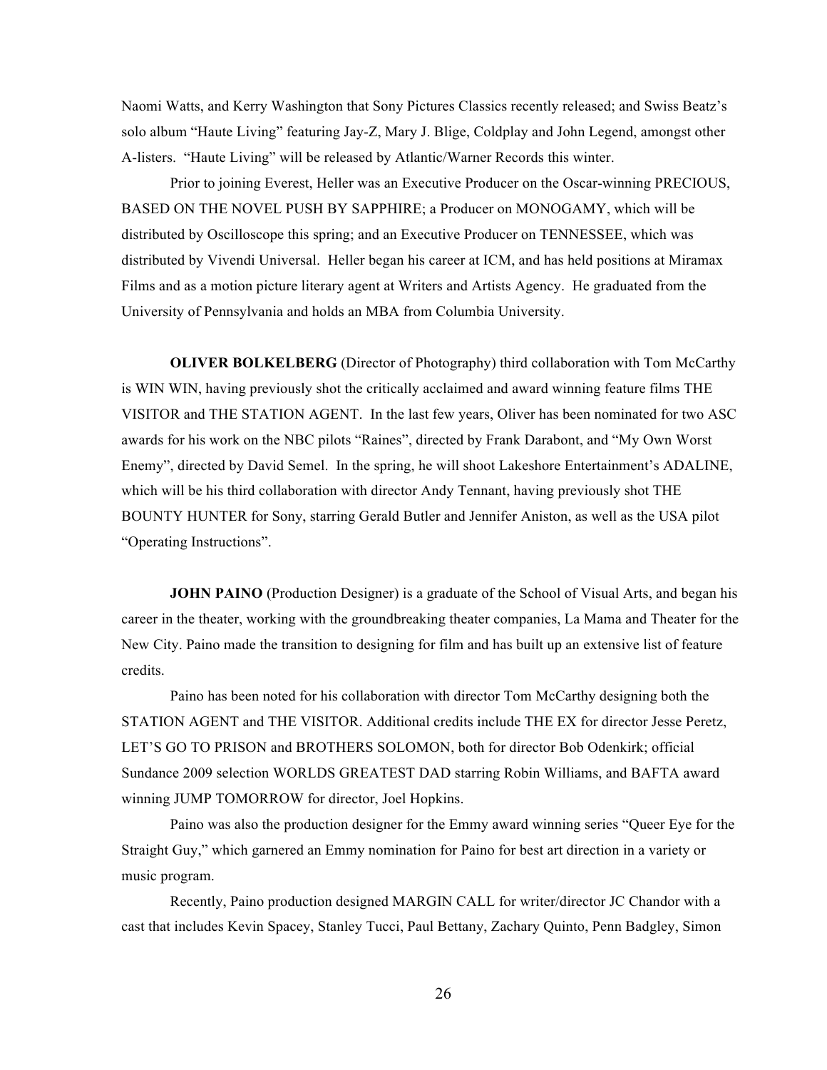Naomi Watts, and Kerry Washington that Sony Pictures Classics recently released; and Swiss Beatz's solo album "Haute Living" featuring Jay-Z, Mary J. Blige, Coldplay and John Legend, amongst other A-listers. "Haute Living" will be released by Atlantic/Warner Records this winter.

Prior to joining Everest, Heller was an Executive Producer on the Oscar-winning PRECIOUS, BASED ON THE NOVEL PUSH BY SAPPHIRE; a Producer on MONOGAMY, which will be distributed by Oscilloscope this spring; and an Executive Producer on TENNESSEE, which was distributed by Vivendi Universal. Heller began his career at ICM, and has held positions at Miramax Films and as a motion picture literary agent at Writers and Artists Agency. He graduated from the University of Pennsylvania and holds an MBA from Columbia University.

**OLIVER BOLKELBERG** (Director of Photography) third collaboration with Tom McCarthy is WIN WIN, having previously shot the critically acclaimed and award winning feature films THE VISITOR and THE STATION AGENT. In the last few years, Oliver has been nominated for two ASC awards for his work on the NBC pilots "Raines", directed by Frank Darabont, and "My Own Worst Enemy", directed by David Semel. In the spring, he will shoot Lakeshore Entertainment's ADALINE, which will be his third collaboration with director Andy Tennant, having previously shot THE BOUNTY HUNTER for Sony, starring Gerald Butler and Jennifer Aniston, as well as the USA pilot "Operating Instructions".

**JOHN PAINO** (Production Designer) is a graduate of the School of Visual Arts, and began his career in the theater, working with the groundbreaking theater companies, La Mama and Theater for the New City. Paino made the transition to designing for film and has built up an extensive list of feature credits.

Paino has been noted for his collaboration with director Tom McCarthy designing both the STATION AGENT and THE VISITOR. Additional credits include THE EX for director Jesse Peretz, LET'S GO TO PRISON and BROTHERS SOLOMON, both for director Bob Odenkirk; official Sundance 2009 selection WORLDS GREATEST DAD starring Robin Williams, and BAFTA award winning JUMP TOMORROW for director, Joel Hopkins.

Paino was also the production designer for the Emmy award winning series "Queer Eye for the Straight Guy," which garnered an Emmy nomination for Paino for best art direction in a variety or music program.

Recently, Paino production designed MARGIN CALL for writer/director JC Chandor with a cast that includes Kevin Spacey, Stanley Tucci, Paul Bettany, Zachary Quinto, Penn Badgley, Simon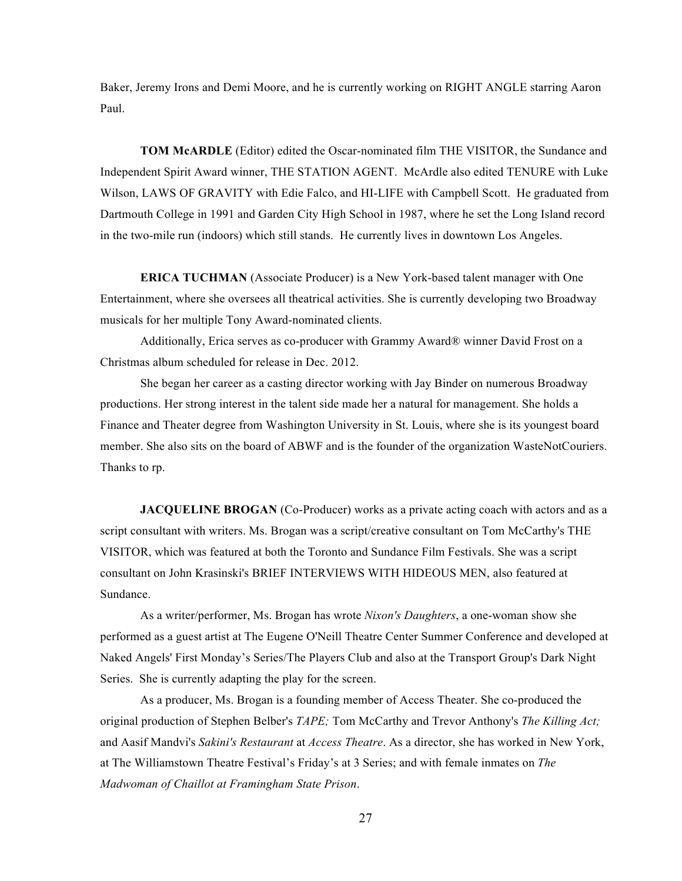Baker, Jeremy Irons and Demi Moore, and he is currently working on RIGHT ANGLE starring Aaron Paul.

**TOM McARDLE** (Editor) edited the Oscar-nominated film THE VISITOR, the Sundance and Independent Spirit Award winner, THE STATION AGENT. McArdle also edited TENURE with Luke Wilson, LAWS OF GRAVITY with Edie Falco, and HI-LIFE with Campbell Scott. He graduated from Dartmouth College in 1991 and Garden City High School in 1987, where he set the Long Island record in the two-mile run (indoors) which still stands. He currently lives in downtown Los Angeles.

**ERICA TUCHMAN** (Associate Producer) is a New York-based talent manager with One Entertainment, where she oversees all theatrical activities. She is currently developing two Broadway musicals for her multiple Tony Award-nominated clients.

Additionally, Erica serves as co-producer with Grammy Award® winner David Frost on a Christmas album scheduled for release in Dec. 2012.

She began her career as a casting director working with Jay Binder on numerous Broadway productions. Her strong interest in the talent side made her a natural for management. She holds a Finance and Theater degree from Washington University in St. Louis, where she is its youngest board member. She also sits on the board of ABWF and is the founder of the organization WasteNotCouriers. Thanks to rp.

**JACQUELINE BROGAN** (Co-Producer) works as a private acting coach with actors and as a script consultant with writers. Ms. Brogan was a script/creative consultant on Tom McCarthy's THE VISITOR, which was featured at both the Toronto and Sundance Film Festivals. She was a script consultant on John Krasinski's BRIEF INTERVIEWS WITH HIDEOUS MEN, also featured at Sundance.

As a writer/performer, Ms. Brogan has wrote *Nixon's Daughters*, a one-woman show she performed as a guest artist at The Eugene O'Neill Theatre Center Summer Conference and developed at Naked Angels' First Monday's Series/The Players Club and also at the Transport Group's Dark Night Series. She is currently adapting the play for the screen.

As a producer, Ms. Brogan is a founding member of Access Theater. She co-produced the original production of Stephen Belber's *TAPE;* Tom McCarthy and Trevor Anthony's *The Killing Act;* and Aasif Mandvi's *Sakini's Restaurant* at *Access Theatre*. As a director, she has worked in New York, at The Williamstown Theatre Festival's Friday's at 3 Series; and with female inmates on *The Madwoman of Chaillot at Framingham State Prison*.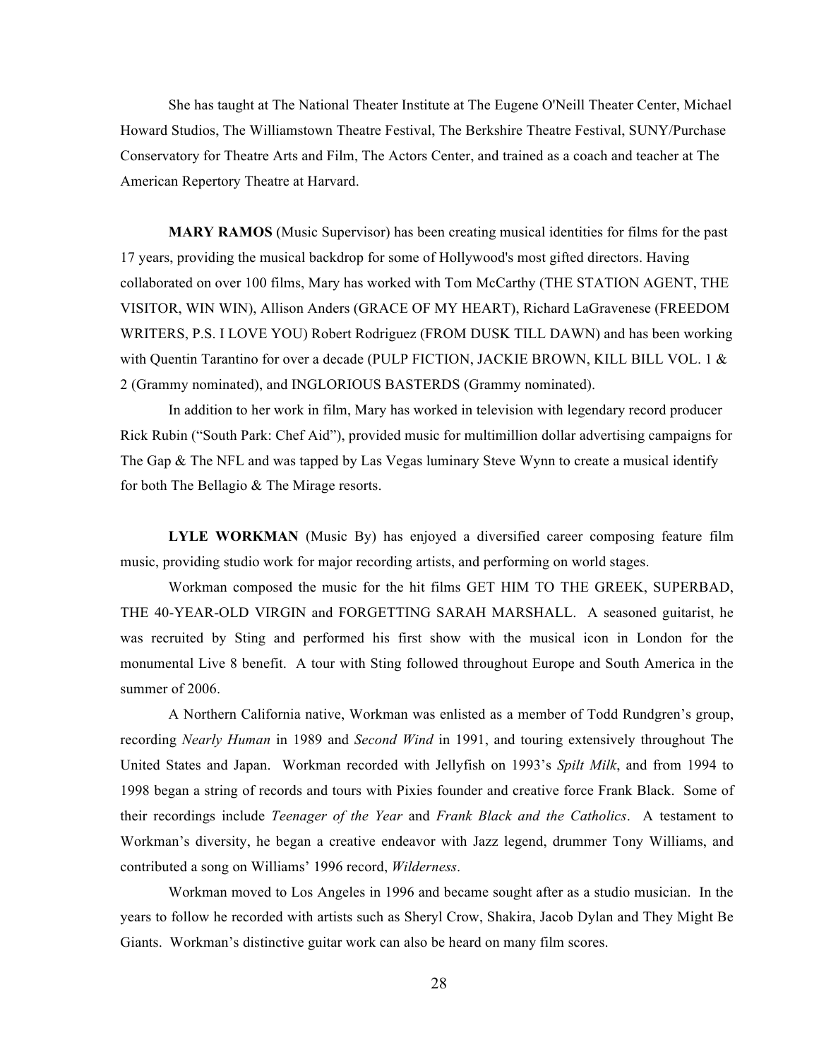She has taught at The National Theater Institute at The Eugene O'Neill Theater Center, Michael Howard Studios, The Williamstown Theatre Festival, The Berkshire Theatre Festival, SUNY/Purchase Conservatory for Theatre Arts and Film, The Actors Center, and trained as a coach and teacher at The American Repertory Theatre at Harvard.

**MARY RAMOS** (Music Supervisor) has been creating musical identities for films for the past 17 years, providing the musical backdrop for some of Hollywood's most gifted directors. Having collaborated on over 100 films, Mary has worked with Tom McCarthy (THE STATION AGENT, THE VISITOR, WIN WIN), Allison Anders (GRACE OF MY HEART), Richard LaGravenese (FREEDOM WRITERS, P.S. I LOVE YOU) Robert Rodriguez (FROM DUSK TILL DAWN) and has been working with Quentin Tarantino for over a decade (PULP FICTION, JACKIE BROWN, KILL BILL VOL. 1 & 2 (Grammy nominated), and INGLORIOUS BASTERDS (Grammy nominated).

In addition to her work in film, Mary has worked in television with legendary record producer Rick Rubin ("South Park: Chef Aid"), provided music for multimillion dollar advertising campaigns for The Gap & The NFL and was tapped by Las Vegas luminary Steve Wynn to create a musical identify for both The Bellagio & The Mirage resorts.

**LYLE WORKMAN** (Music By) has enjoyed a diversified career composing feature film music, providing studio work for major recording artists, and performing on world stages.

Workman composed the music for the hit films GET HIM TO THE GREEK, SUPERBAD, THE 40-YEAR-OLD VIRGIN and FORGETTING SARAH MARSHALL. A seasoned guitarist, he was recruited by Sting and performed his first show with the musical icon in London for the monumental Live 8 benefit. A tour with Sting followed throughout Europe and South America in the summer of 2006.

A Northern California native, Workman was enlisted as a member of Todd Rundgren's group, recording *Nearly Human* in 1989 and *Second Wind* in 1991, and touring extensively throughout The United States and Japan. Workman recorded with Jellyfish on 1993's *Spilt Milk*, and from 1994 to 1998 began a string of records and tours with Pixies founder and creative force Frank Black. Some of their recordings include *Teenager of the Year* and *Frank Black and the Catholics*. A testament to Workman's diversity, he began a creative endeavor with Jazz legend, drummer Tony Williams, and contributed a song on Williams' 1996 record, *Wilderness*.

Workman moved to Los Angeles in 1996 and became sought after as a studio musician. In the years to follow he recorded with artists such as Sheryl Crow, Shakira, Jacob Dylan and They Might Be Giants. Workman's distinctive guitar work can also be heard on many film scores.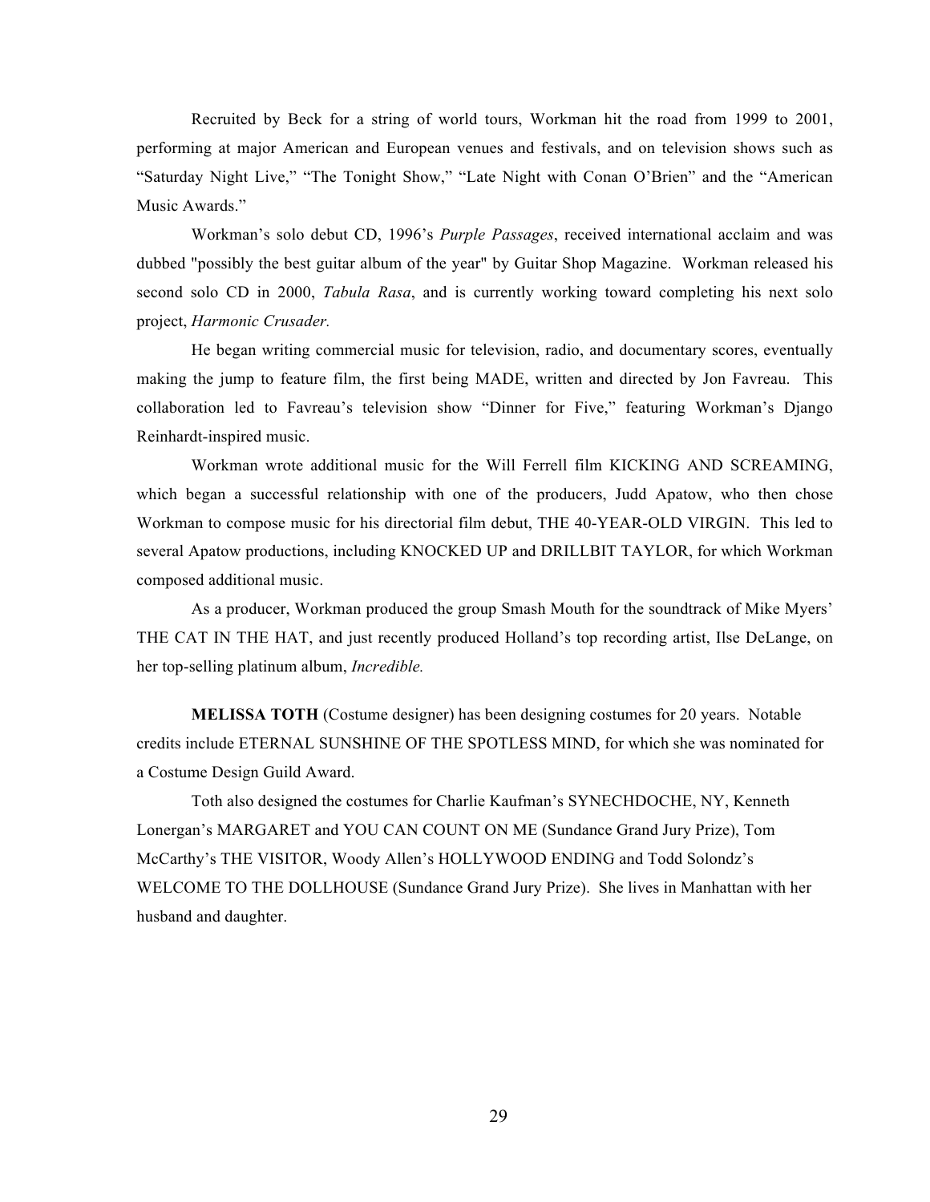Recruited by Beck for a string of world tours, Workman hit the road from 1999 to 2001, performing at major American and European venues and festivals, and on television shows such as "Saturday Night Live," "The Tonight Show," "Late Night with Conan O'Brien" and the "American Music Awards."

Workman's solo debut CD, 1996's *Purple Passages*, received international acclaim and was dubbed "possibly the best guitar album of the year" by Guitar Shop Magazine. Workman released his second solo CD in 2000, *Tabula Rasa*, and is currently working toward completing his next solo project, *Harmonic Crusader.*

He began writing commercial music for television, radio, and documentary scores, eventually making the jump to feature film, the first being MADE, written and directed by Jon Favreau. This collaboration led to Favreau's television show "Dinner for Five," featuring Workman's Django Reinhardt-inspired music.

Workman wrote additional music for the Will Ferrell film KICKING AND SCREAMING, which began a successful relationship with one of the producers, Judd Apatow, who then chose Workman to compose music for his directorial film debut, THE 40-YEAR-OLD VIRGIN. This led to several Apatow productions, including KNOCKED UP and DRILLBIT TAYLOR, for which Workman composed additional music.

As a producer, Workman produced the group Smash Mouth for the soundtrack of Mike Myers' THE CAT IN THE HAT, and just recently produced Holland's top recording artist, Ilse DeLange, on her top-selling platinum album, *Incredible.*

**MELISSA TOTH** (Costume designer) has been designing costumes for 20 years. Notable credits include ETERNAL SUNSHINE OF THE SPOTLESS MIND, for which she was nominated for a Costume Design Guild Award.

Toth also designed the costumes for Charlie Kaufman's SYNECHDOCHE, NY, Kenneth Lonergan's MARGARET and YOU CAN COUNT ON ME (Sundance Grand Jury Prize), Tom McCarthy's THE VISITOR, Woody Allen's HOLLYWOOD ENDING and Todd Solondz's WELCOME TO THE DOLLHOUSE (Sundance Grand Jury Prize). She lives in Manhattan with her husband and daughter.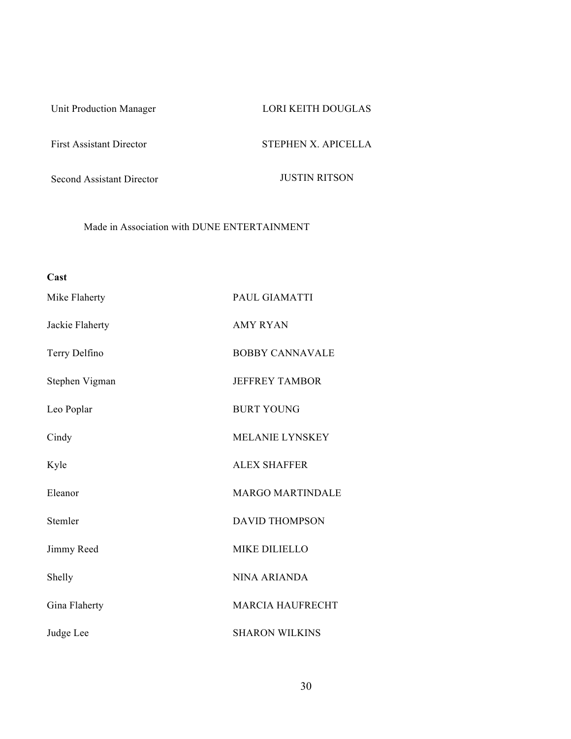| | |
|---|---|
| Unit Production Manager | LORI KEITH DOUGLAS |
| First Assistant Director | STEPHEN X. APICELLA |
| Second Assistant Director | JUSTIN RITSON |

Made in Association with DUNE ENTERTAINMENT

**Cast**

| | |
|---|---|
| Mike Flaherty | PAUL GIAMATTI |
| Jackie Flaherty | AMY RYAN |
| Terry Delfino | BOBBY CANNAVALE |
| Stephen Vigman | JEFFREY TAMBOR |
| Leo Poplar | BURT YOUNG |
| Cindy | MELANIE LYNSKEY |
| Kyle | ALEX SHAFFER |
| Eleanor | MARGO MARTINDALE |
| Stemler | DAVID THOMPSON |
| Jimmy Reed | MIKE DILIELLO |
| Shelly | NINA ARIANDA |
| Gina Flaherty | MARCIA HAUFRECHT |
| Judge Lee | SHARON WILKINS |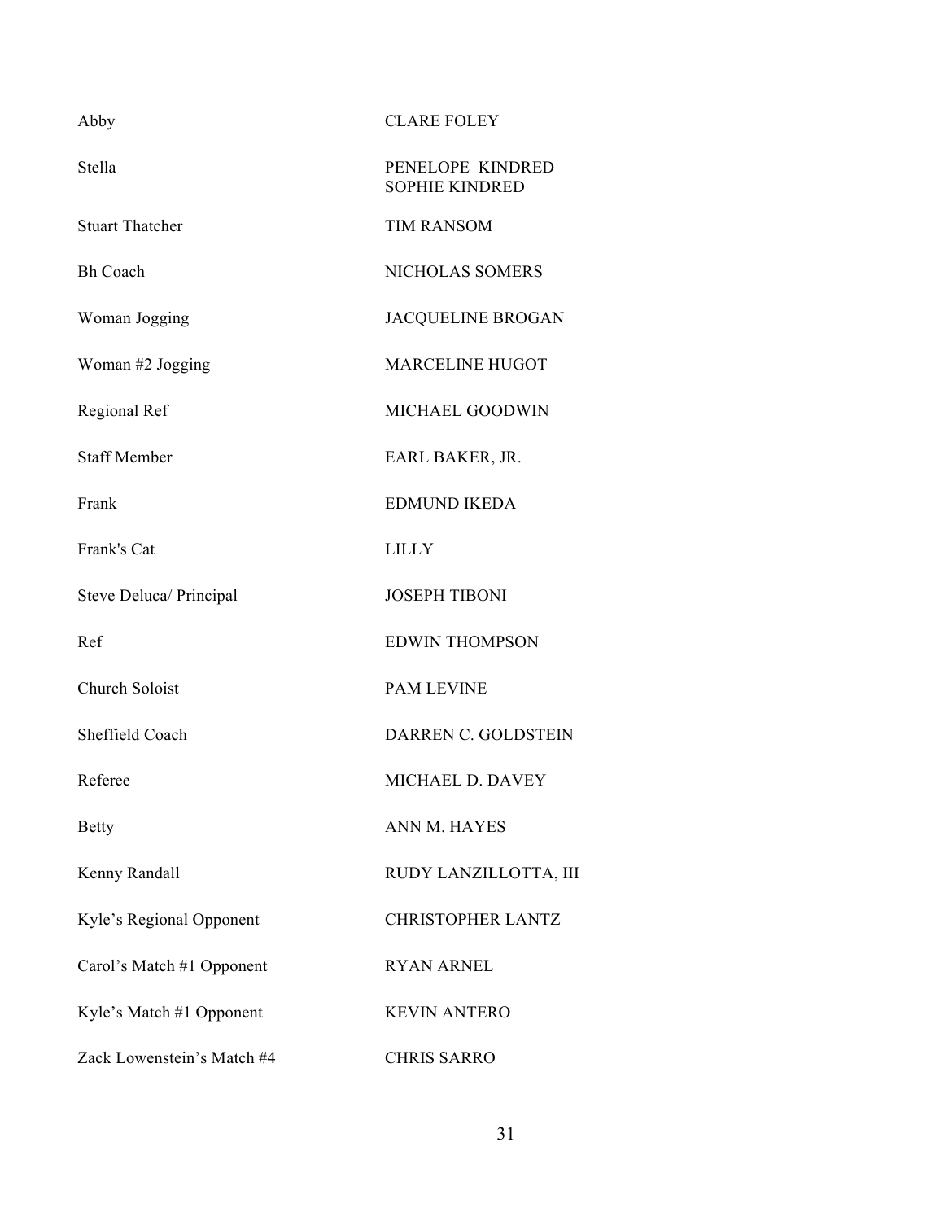| | |
|---|---|
| Abby | CLARE FOLEY |
| Stella | PENELOPE KINDRED<br>SOPHIE KINDRED |
| Stuart Thatcher | TIM RANSOM |
| Bh Coach | NICHOLAS SOMERS |
| Woman Jogging | JACQUELINE BROGAN |
| Woman #2 Jogging | MARCELINE HUGOT |
| Regional Ref | MICHAEL GOODWIN |
| Staff Member | EARL BAKER, JR. |
| Frank | EDMUND IKEDA |
| Frank's Cat | LILLY |
| Steve Deluca/ Principal | JOSEPH TIBONI |
| Ref | EDWIN THOMPSON |
| Church Soloist | PAM LEVINE |
| Sheffield Coach | DARREN C. GOLDSTEIN |
| Referee | MICHAEL D. DAVEY |
| Betty | ANN M. HAYES |
| Kenny Randall | RUDY LANZILLOTTA, III |
| Kyle's Regional Opponent | CHRISTOPHER LANTZ |
| Carol's Match #1 Opponent | RYAN ARNEL |
| Kyle's Match #1 Opponent | KEVIN ANTERO |
| Zack Lowenstein's Match #4 | CHRIS SARRO |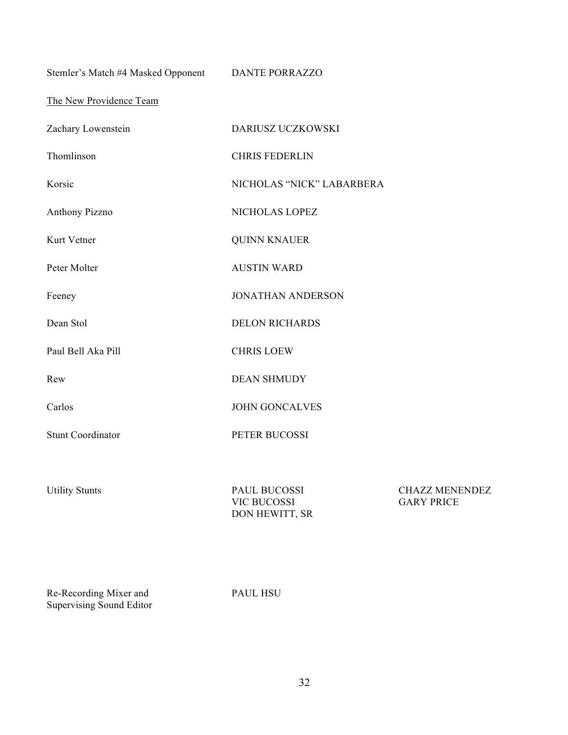| | |
|---|---|
| Stemler's Match #4 Masked Opponent | DANTE PORRAZZO |

<u>The New Providence Team</u>

| | |
|---|---|
| Zachary Lowenstein | DARIUSZ UCZKOWSKI |
| Thomlinson | CHRIS FEDERLIN |
| Korsic | NICHOLAS "NICK" LABARBERA |
| Anthony Pizzno | NICHOLAS LOPEZ |
| Kurt Vetner | QUINN KNAUER |
| Peter Molter | AUSTIN WARD |
| Feeney | JONATHAN ANDERSON |
| Dean Stol | DELON RICHARDS |
| Paul Bell Aka Pill | CHRIS LOEW |
| Rew | DEAN SHMUDY |
| Carlos | JOHN GONCALVES |
| Stunt Coordinator | PETER BUCOSSI |

| | | |
|---|---|---|
| Utility Stunts | PAUL BUCOSSI<br>VIC BUCOSSI<br>DON HEWITT, SR | CHAZZ MENENDEZ<br>GARY PRICE |

| | |
|---|---|
| Re-Recording Mixer and Supervising Sound Editor | PAUL HSU |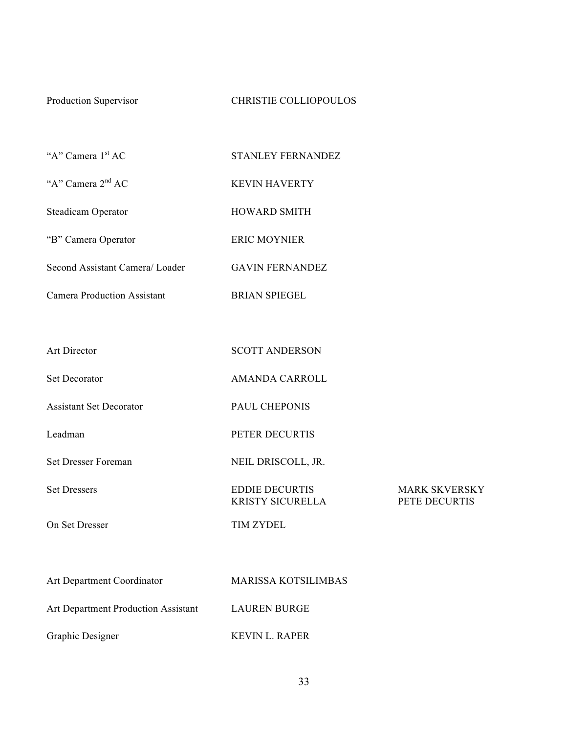Production Supervisor CHRISTIE COLLIOPOULOS

"A" Camera 1st AC STANLEY FERNANDEZ

"A" Camera 2nd AC KEVIN HAVERTY

Steadicam Operator HOWARD SMITH

"B" Camera Operator ERIC MOYNIER

Second Assistant Camera/ Loader GAVIN FERNANDEZ

Camera Production Assistant BRIAN SPIEGEL

Art Director SCOTT ANDERSON

Set Decorator AMANDA CARROLL

Assistant Set Decorator PAUL CHEPONIS

Leadman PETER DECURTIS

Set Dresser Foreman NEIL DRISCOLL, JR.

Set Dressers EDDIE DECURTIS, KRISTY SICURELLA, MARK SKVERSKY, PETE DECURTIS

On Set Dresser TIM ZYDEL

Art Department Coordinator MARISSA KOTSILIMBAS

Art Department Production Assistant LAUREN BURGE

Graphic Designer KEVIN L. RAPER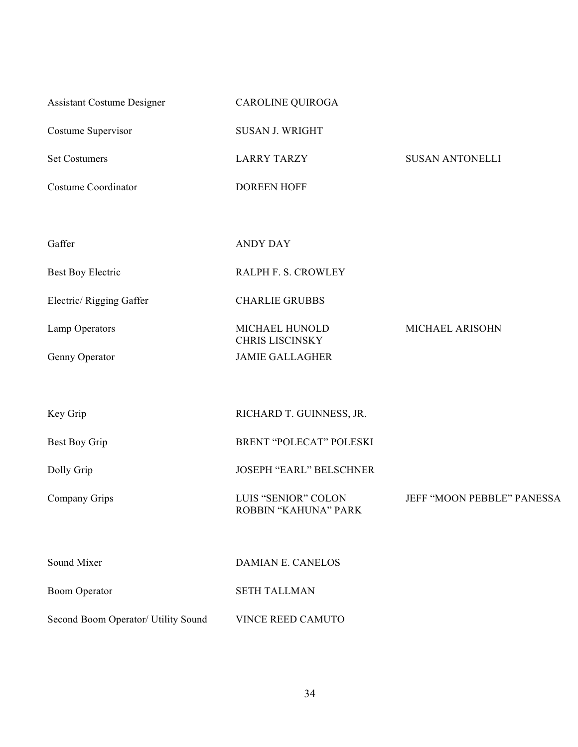| | | |
|---|---|---|
| Assistant Costume Designer | CAROLINE QUIROGA | |
| Costume Supervisor | SUSAN J. WRIGHT | |
| Set Costumers | LARRY TARZY | SUSAN ANTONELLI |
| Costume Coordinator | DOREEN HOFF | |
| | | |
| Gaffer | ANDY DAY | |
| Best Boy Electric | RALPH F. S. CROWLEY | |
| Electric/ Rigging Gaffer | CHARLIE GRUBBS | |
| Lamp Operators | MICHAEL HUNOLD<br>CHRIS LISCINSKY | MICHAEL ARISOHN |
| Genny Operator | JAMIE GALLAGHER | |
| | | |
| Key Grip | RICHARD T. GUINNESS, JR. | |
| Best Boy Grip | BRENT “POLECAT” POLESKI | |
| Dolly Grip | JOSEPH “EARL” BELSCHNER | |
| Company Grips | LUIS “SENIOR” COLON<br>ROBBIN “KAHUNA” PARK | JEFF “MOON PEBBLE” PANESSA |
| | | |
| Sound Mixer | DAMIAN E. CANELOS | |
| Boom Operator | SETH TALLMAN | |
| Second Boom Operator/ Utility Sound | VINCE REED CAMUTO | |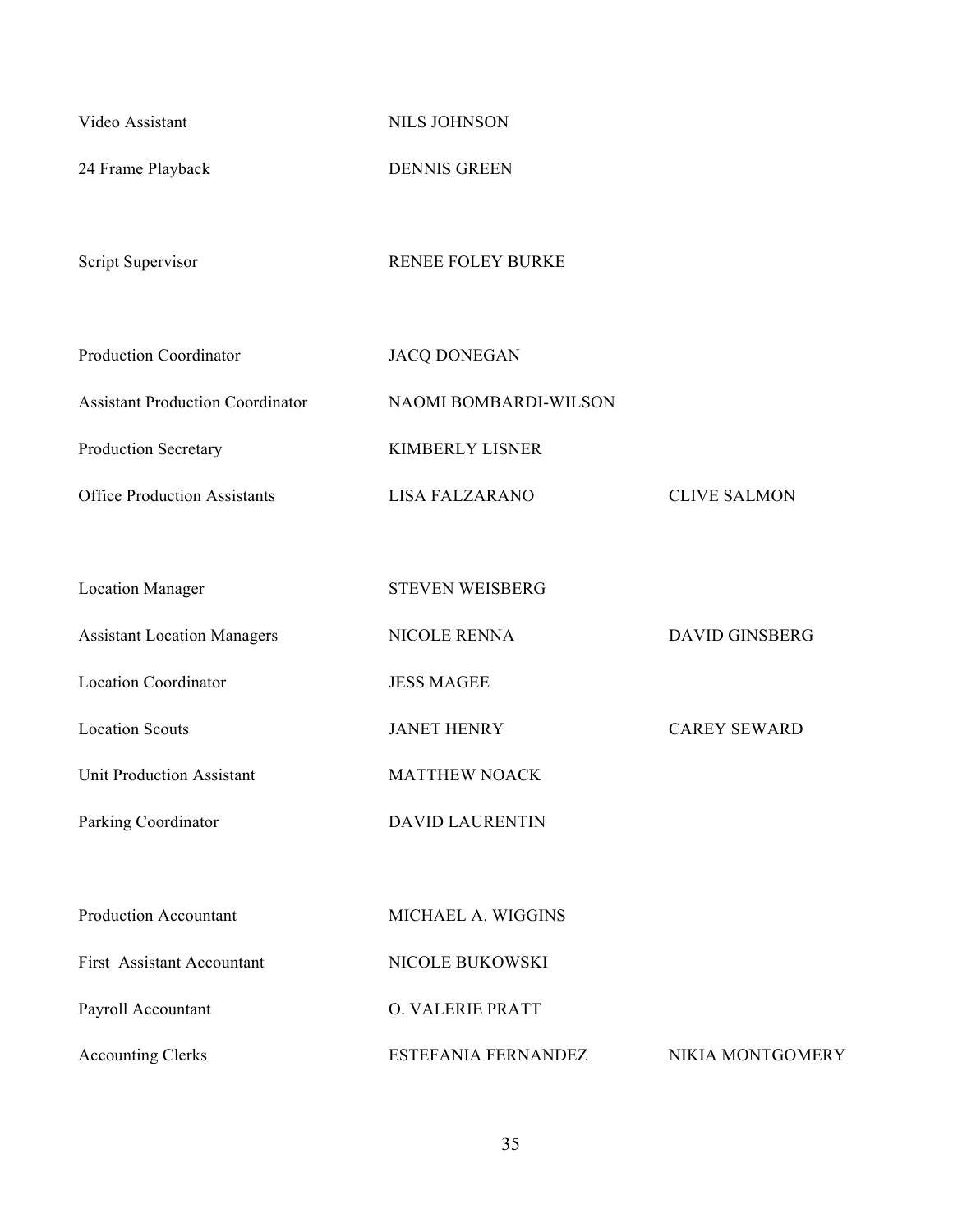| | | |
|---|---|---|
| Video Assistant | NILS JOHNSON | |
| 24 Frame Playback | DENNIS GREEN | |
| | | |
| Script Supervisor | RENEE FOLEY BURKE | |
| | | |
| Production Coordinator | JACQ DONEGAN | |
| Assistant Production Coordinator | NAOMI BOMBARDI-WILSON | |
| Production Secretary | KIMBERLY LISNER | |
| Office Production Assistants | LISA FALZARANO | CLIVE SALMON |
| | | |
| Location Manager | STEVEN WEISBERG | |
| Assistant Location Managers | NICOLE RENNA | DAVID GINSBERG |
| Location Coordinator | JESS MAGEE | |
| Location Scouts | JANET HENRY | CAREY SEWARD |
| Unit Production Assistant | MATTHEW NOACK | |
| Parking Coordinator | DAVID LAURENTIN | |
| | | |
| Production Accountant | MICHAEL A. WIGGINS | |
| First Assistant Accountant | NICOLE BUKOWSKI | |
| Payroll Accountant | O. VALERIE PRATT | |
| Accounting Clerks | ESTEFANIA FERNANDEZ | NIKIA MONTGOMERY |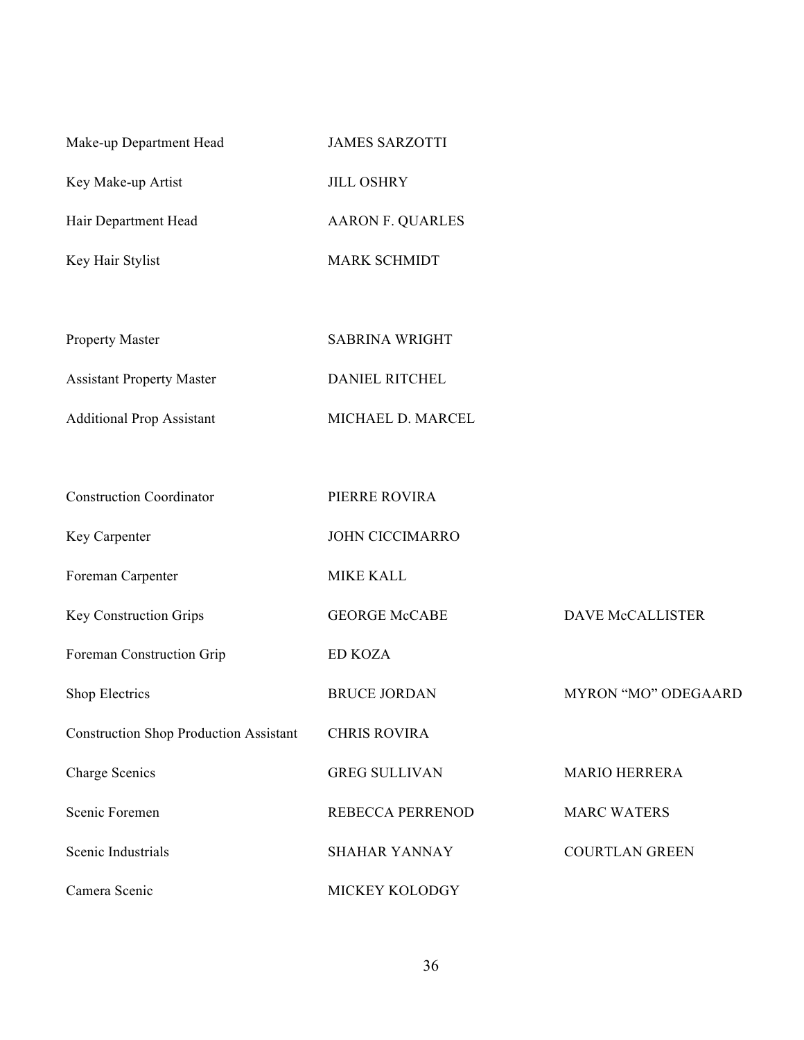| | | |
|---|---|---|
| Make-up Department Head | JAMES SARZOTTI | |
| Key Make-up Artist | JILL OSHRY | |
| Hair Department Head | AARON F. QUARLES | |
| Key Hair Stylist | MARK SCHMIDT | |
| | | |
| Property Master | SABRINA WRIGHT | |
| Assistant Property Master | DANIEL RITCHEL | |
| Additional Prop Assistant | MICHAEL D. MARCEL | |
| | | |
| Construction Coordinator | PIERRE ROVIRA | |
| Key Carpenter | JOHN CICCIMARRO | |
| Foreman Carpenter | MIKE KALL | |
| Key Construction Grips | GEORGE McCABE | DAVE McCALLISTER |
| Foreman Construction Grip | ED KOZA | |
| Shop Electrics | BRUCE JORDAN | MYRON "MO" ODEGAARD |
| Construction Shop Production Assistant | CHRIS ROVIRA | |
| Charge Scenics | GREG SULLIVAN | MARIO HERRERA |
| Scenic Foremen | REBECCA PERRENOD | MARC WATERS |
| Scenic Industrials | SHAHAR YANNAY | COURTLAN GREEN |
| Camera Scenic | MICKEY KOLODGY | |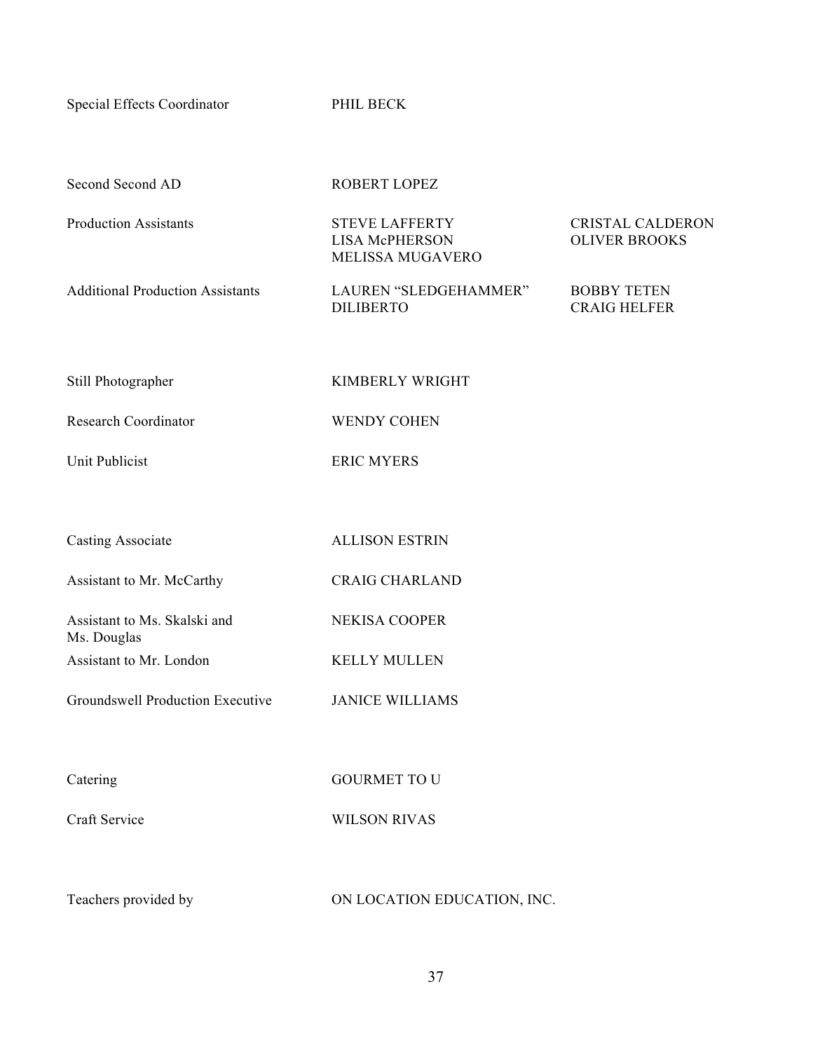Special Effects Coordinator PHIL BECK

Second Second AD ROBERT LOPEZ

Production Assistants STEVE LAFFERTY CRISTAL CALDERON
LISA McPHERSON OLIVER BROOKS
MELISSA MUGAVERO

Additional Production Assistants LAUREN "SLEDGEHAMMER" DILIBERTO BOBBY TETEN
CRAIG HELFER

Still Photographer KIMBERLY WRIGHT

Research Coordinator WENDY COHEN

Unit Publicist ERIC MYERS

Casting Associate ALLISON ESTRIN

Assistant to Mr. McCarthy CRAIG CHARLAND

Assistant to Ms. Skalski and Ms. Douglas NEKISA COOPER

Assistant to Mr. London KELLY MULLEN

Groundswell Production Executive JANICE WILLIAMS

Catering GOURMET TO U

Craft Service WILSON RIVAS

Teachers provided by ON LOCATION EDUCATION, INC.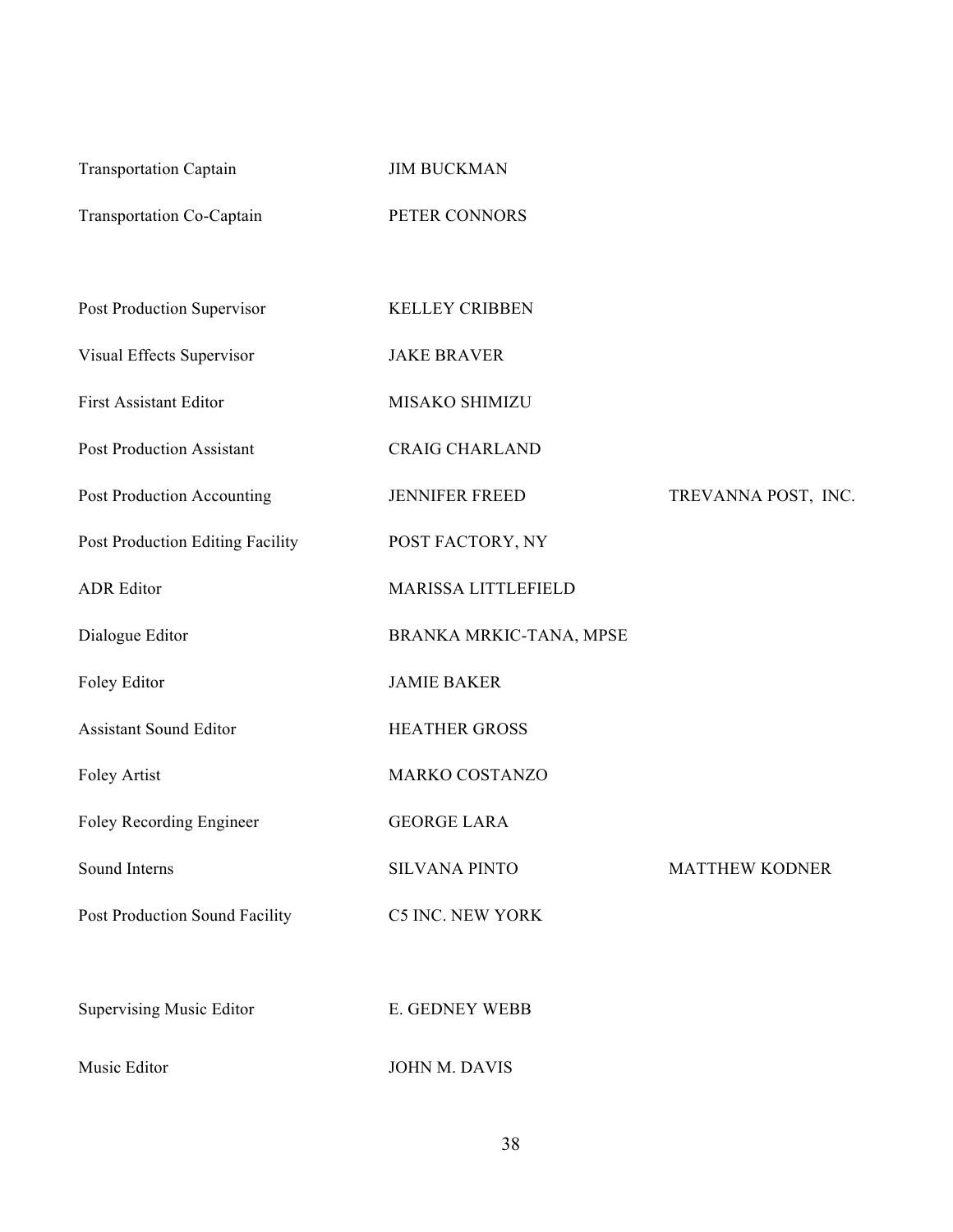| | | |
|---|---|---|
| Transportation Captain | JIM BUCKMAN | |
| Transportation Co-Captain | PETER CONNORS | |
| | | |
| Post Production Supervisor | KELLEY CRIBBEN | |
| Visual Effects Supervisor | JAKE BRAVER | |
| First Assistant Editor | MISAKO SHIMIZU | |
| Post Production Assistant | CRAIG CHARLAND | |
| Post Production Accounting | JENNIFER FREED | TREVANNA POST, INC. |
| Post Production Editing Facility | POST FACTORY, NY | |
| ADR Editor | MARISSA LITTLEFIELD | |
| Dialogue Editor | BRANKA MRKIC-TANA, MPSE | |
| Foley Editor | JAMIE BAKER | |
| Assistant Sound Editor | HEATHER GROSS | |
| Foley Artist | MARKO COSTANZO | |
| Foley Recording Engineer | GEORGE LARA | |
| Sound Interns | SILVANA PINTO | MATTHEW KODNER |
| Post Production Sound Facility | C5 INC. NEW YORK | |
| | | |
| Supervising Music Editor | E. GEDNEY WEBB | |
| Music Editor | JOHN M. DAVIS | |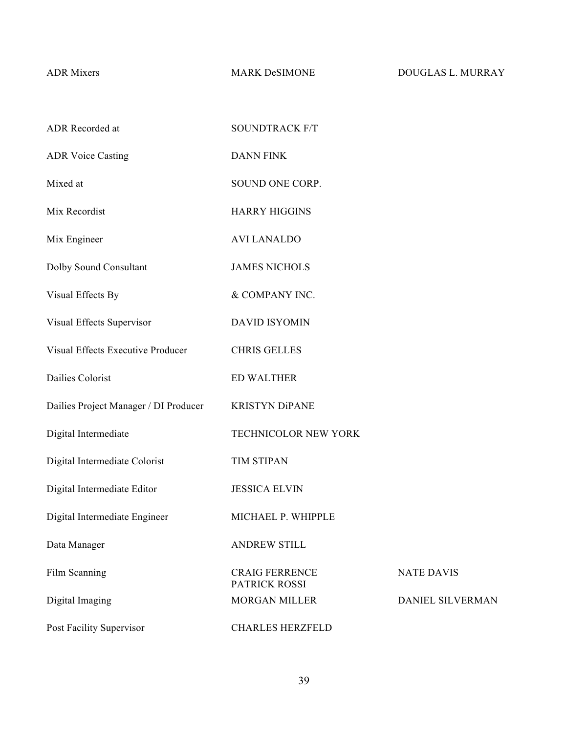| | | |
|---|---|---|
| ADR Mixers | MARK DeSIMONE | DOUGLAS L. MURRAY |
| ADR Recorded at | SOUNDTRACK F/T | |
| ADR Voice Casting | DANN FINK | |
| Mixed at | SOUND ONE CORP. | |
| Mix Recordist | HARRY HIGGINS | |
| Mix Engineer | AVI LANALDO | |
| Dolby Sound Consultant | JAMES NICHOLS | |
| Visual Effects By | & COMPANY INC. | |
| Visual Effects Supervisor | DAVID ISYOMIN | |
| Visual Effects Executive Producer | CHRIS GELLES | |
| Dailies Colorist | ED WALTHER | |
| Dailies Project Manager / DI Producer | KRISTYN DiPANE | |
| Digital Intermediate | TECHNICOLOR NEW YORK | |
| Digital Intermediate Colorist | TIM STIPAN | |
| Digital Intermediate Editor | JESSICA ELVIN | |
| Digital Intermediate Engineer | MICHAEL P. WHIPPLE | |
| Data Manager | ANDREW STILL | |
| Film Scanning | CRAIG FERRENCE<br>PATRICK ROSSI | NATE DAVIS |
| Digital Imaging | MORGAN MILLER | DANIEL SILVERMAN |
| Post Facility Supervisor | CHARLES HERZFELD | |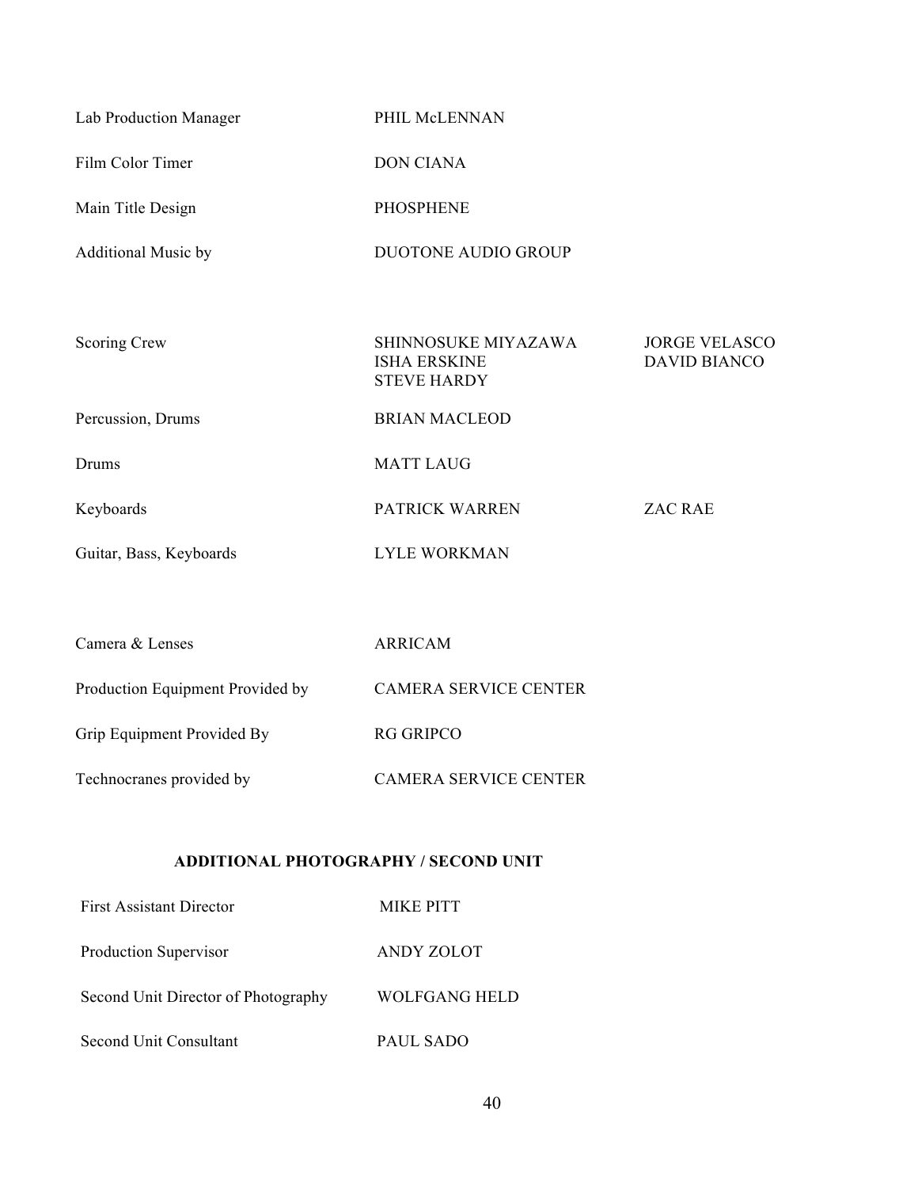| | | |
|---|---|---|
| Lab Production Manager | PHIL McLENNAN | |
| Film Color Timer | DON CIANA | |
| Main Title Design | PHOSPHENE | |
| Additional Music by | DUOTONE AUDIO GROUP | |

| | | |
|---|---|---|
| Scoring Crew | SHINNOSUKE MIYAZAWA<br>ISHA ERSKINE<br>STEVE HARDY | JORGE VELASCO<br>DAVID BIANCO |
| Percussion, Drums | BRIAN MACLEOD | |
| Drums | MATT LAUG | |
| Keyboards | PATRICK WARREN | ZAC RAE |
| Guitar, Bass, Keyboards | LYLE WORKMAN | |

| | |
|---|---|
| Camera & Lenses | ARRICAM |
| Production Equipment Provided by | CAMERA SERVICE CENTER |
| Grip Equipment Provided By | RG GRIPCO |
| Technocranes provided by | CAMERA SERVICE CENTER |

**ADDITIONAL PHOTOGRAPHY / SECOND UNIT**

| | |
|---|---|
| First Assistant Director | MIKE PITT |
| Production Supervisor | ANDY ZOLOT |
| Second Unit Director of Photography | WOLFGANG HELD |
| Second Unit Consultant | PAUL SADO |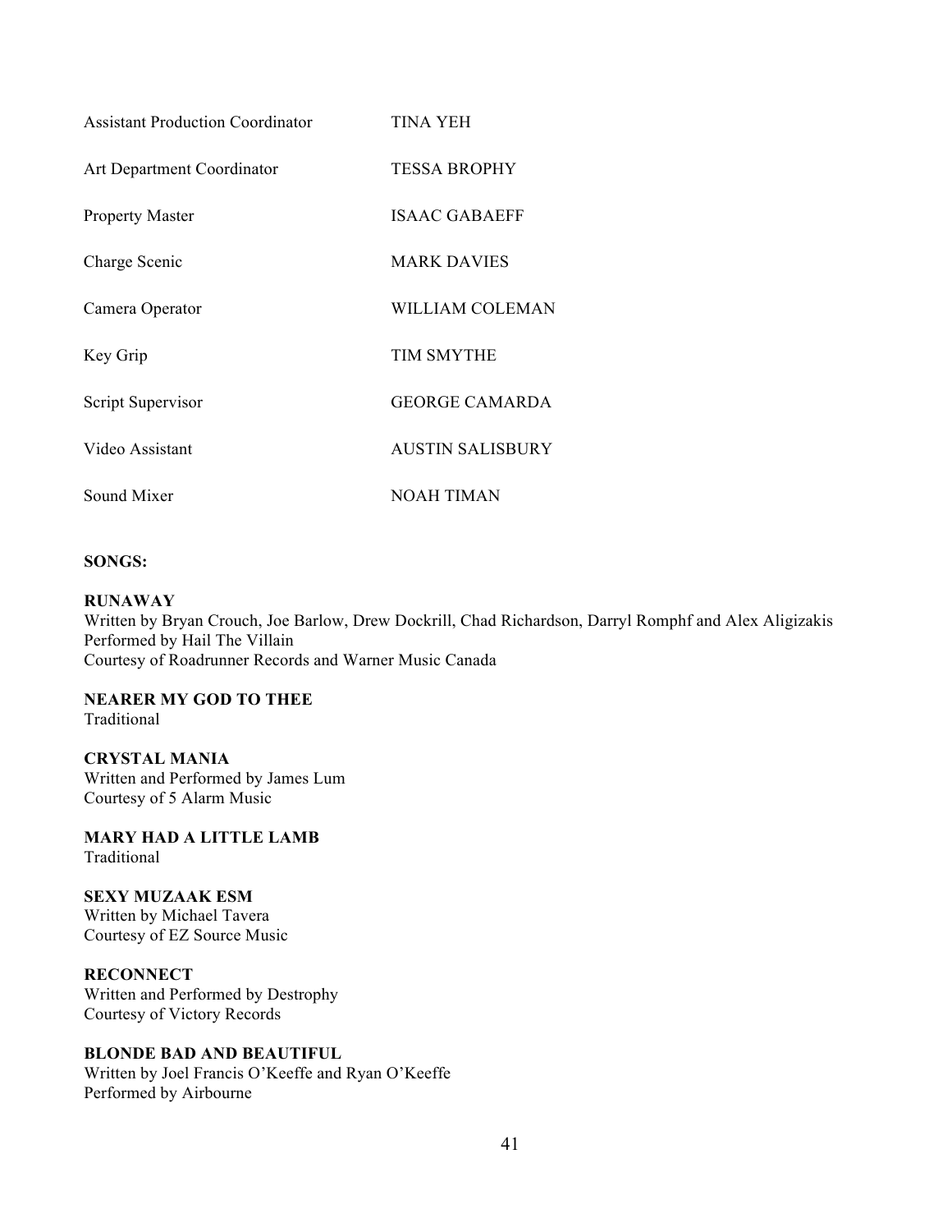| | |
|---|---|
| Assistant Production Coordinator | TINA YEH |
| Art Department Coordinator | TESSA BROPHY |
| Property Master | ISAAC GABAEFF |
| Charge Scenic | MARK DAVIES |
| Camera Operator | WILLIAM COLEMAN |
| Key Grip | TIM SMYTHE |
| Script Supervisor | GEORGE CAMARDA |
| Video Assistant | AUSTIN SALISBURY |
| Sound Mixer | NOAH TIMAN |

**SONGS:**

**RUNAWAY**
Written by Bryan Crouch, Joe Barlow, Drew Dockrill, Chad Richardson, Darryl Romphf and Alex Aligizakis
Performed by Hail The Villain
Courtesy of Roadrunner Records and Warner Music Canada

**NEARER MY GOD TO THEE**
Traditional

**CRYSTAL MANIA**
Written and Performed by James Lum
Courtesy of 5 Alarm Music

**MARY HAD A LITTLE LAMB**
Traditional

**SEXY MUZAAK ESM**
Written by Michael Tavera
Courtesy of EZ Source Music

**RECONNECT**
Written and Performed by Destrophy
Courtesy of Victory Records

**BLONDE BAD AND BEAUTIFUL**
Written by Joel Francis O'Keeffe and Ryan O'Keeffe
Performed by Airbourne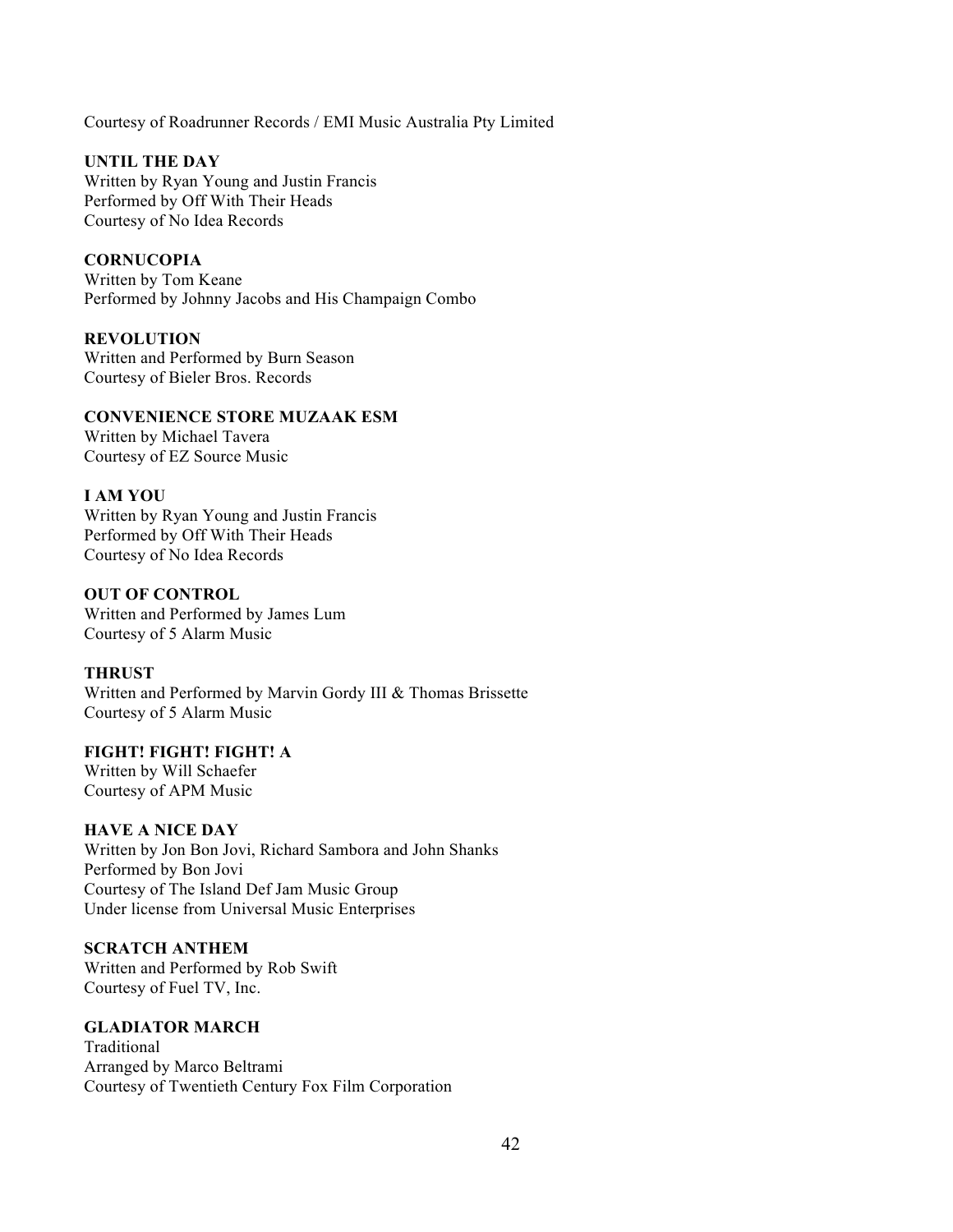Courtesy of Roadrunner Records / EMI Music Australia Pty Limited

**UNTIL THE DAY**
Written by Ryan Young and Justin Francis
Performed by Off With Their Heads
Courtesy of No Idea Records

**CORNUCOPIA**
Written by Tom Keane
Performed by Johnny Jacobs and His Champaign Combo

**REVOLUTION**
Written and Performed by Burn Season
Courtesy of Bieler Bros. Records

**CONVENIENCE STORE MUZAAK ESM**
Written by Michael Tavera
Courtesy of EZ Source Music

**I AM YOU**
Written by Ryan Young and Justin Francis
Performed by Off With Their Heads
Courtesy of No Idea Records

**OUT OF CONTROL**
Written and Performed by James Lum
Courtesy of 5 Alarm Music

**THRUST**
Written and Performed by Marvin Gordy III & Thomas Brissette
Courtesy of 5 Alarm Music

**FIGHT! FIGHT! FIGHT! A**
Written by Will Schaefer
Courtesy of APM Music

**HAVE A NICE DAY**
Written by Jon Bon Jovi, Richard Sambora and John Shanks
Performed by Bon Jovi
Courtesy of The Island Def Jam Music Group
Under license from Universal Music Enterprises

**SCRATCH ANTHEM**
Written and Performed by Rob Swift
Courtesy of Fuel TV, Inc.

**GLADIATOR MARCH**
Traditional
Arranged by Marco Beltrami
Courtesy of Twentieth Century Fox Film Corporation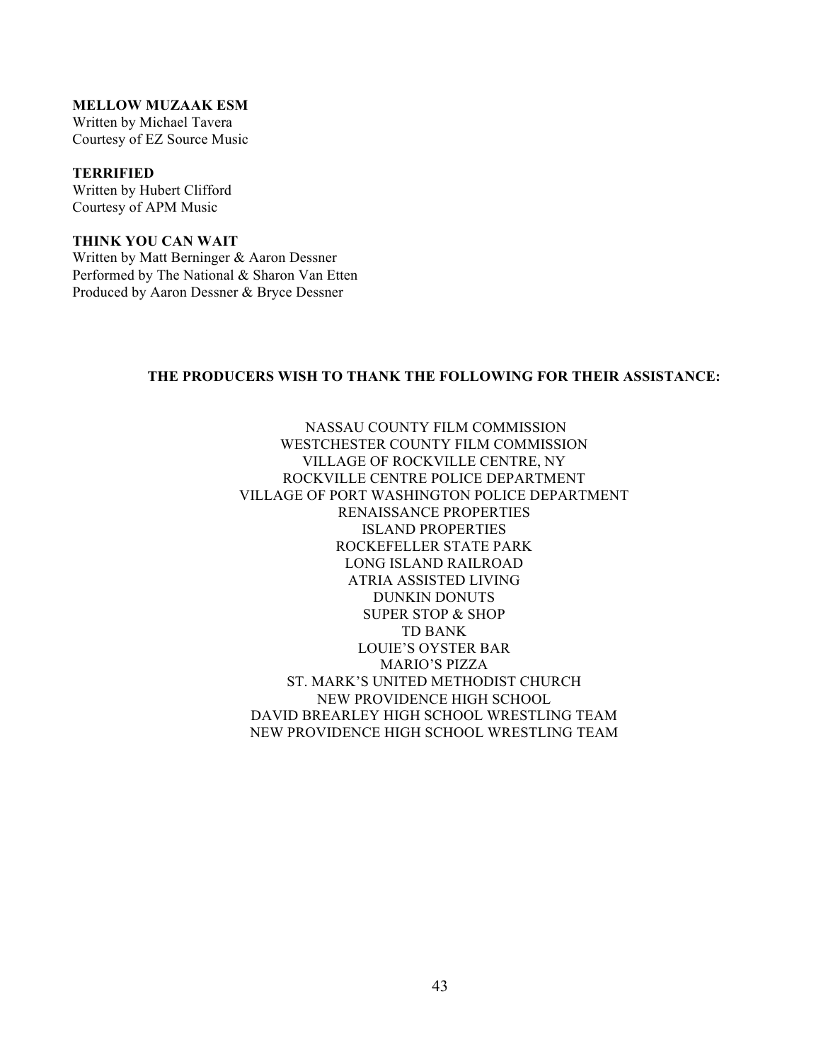**MELLOW MUZAAK ESM**
Written by Michael Tavera
Courtesy of EZ Source Music

**TERRIFIED**
Written by Hubert Clifford
Courtesy of APM Music

**THINK YOU CAN WAIT**
Written by Matt Berninger & Aaron Dessner
Performed by The National & Sharon Van Etten
Produced by Aaron Dessner & Bryce Dessner

**THE PRODUCERS WISH TO THANK THE FOLLOWING FOR THEIR ASSISTANCE:**

NASSAU COUNTY FILM COMMISSION
WESTCHESTER COUNTY FILM COMMISSION
VILLAGE OF ROCKVILLE CENTRE, NY
ROCKVILLE CENTRE POLICE DEPARTMENT
VILLAGE OF PORT WASHINGTON POLICE DEPARTMENT
RENAISSANCE PROPERTIES
ISLAND PROPERTIES
ROCKEFELLER STATE PARK
LONG ISLAND RAILROAD
ATRIA ASSISTED LIVING
DUNKIN DONUTS
SUPER STOP & SHOP
TD BANK
LOUIE'S OYSTER BAR
MARIO'S PIZZA
ST. MARK'S UNITED METHODIST CHURCH
NEW PROVIDENCE HIGH SCHOOL
DAVID BREARLEY HIGH SCHOOL WRESTLING TEAM
NEW PROVIDENCE HIGH SCHOOL WRESTLING TEAM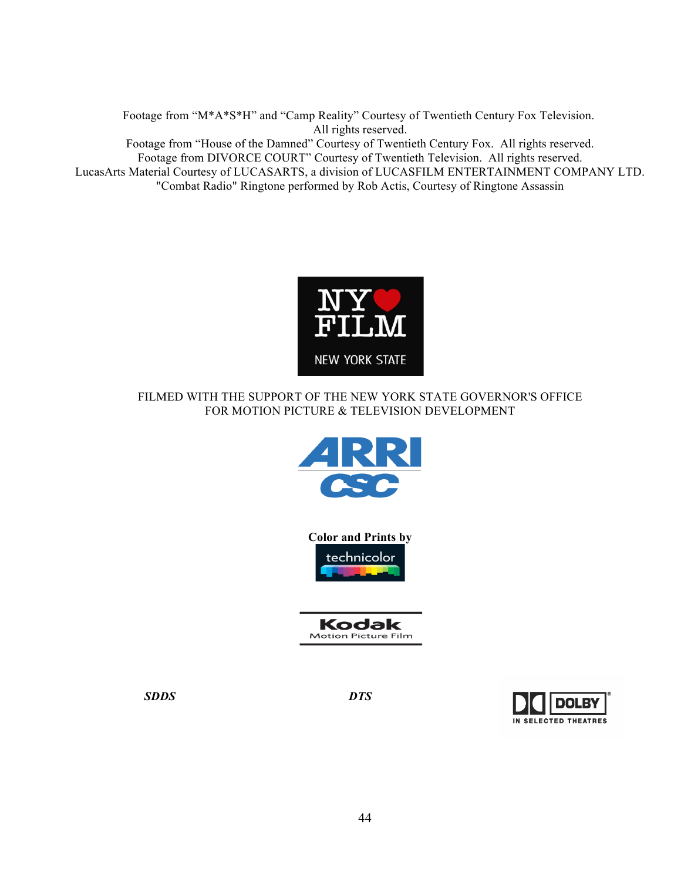Footage from “M*A*S*H” and “Camp Reality” Courtesy of Twentieth Century Fox Television.
All rights reserved.
Footage from “House of the Damned” Courtesy of Twentieth Century Fox. All rights reserved.
Footage from DIVORCE COURT” Courtesy of Twentieth Television. All rights reserved.
LucasArts Material Courtesy of LUCASARTS, a division of LUCASFILM ENTERTAINMENT COMPANY LTD.
"Combat Radio" Ringtone performed by Rob Actis, Courtesy of Ringtone Assassin

NY FILM
NEW YORK STATE

FILMED WITH THE SUPPORT OF THE NEW YORK STATE GOVERNOR'S OFFICE
FOR MOTION PICTURE & TELEVISION DEVELOPMENT

ARRI
CSC

**Color and Prints by**
technicolor

Kodak
Motion Picture Film

***SDDS*** ***DTS*** DOLBY IN SELECTED THEATRES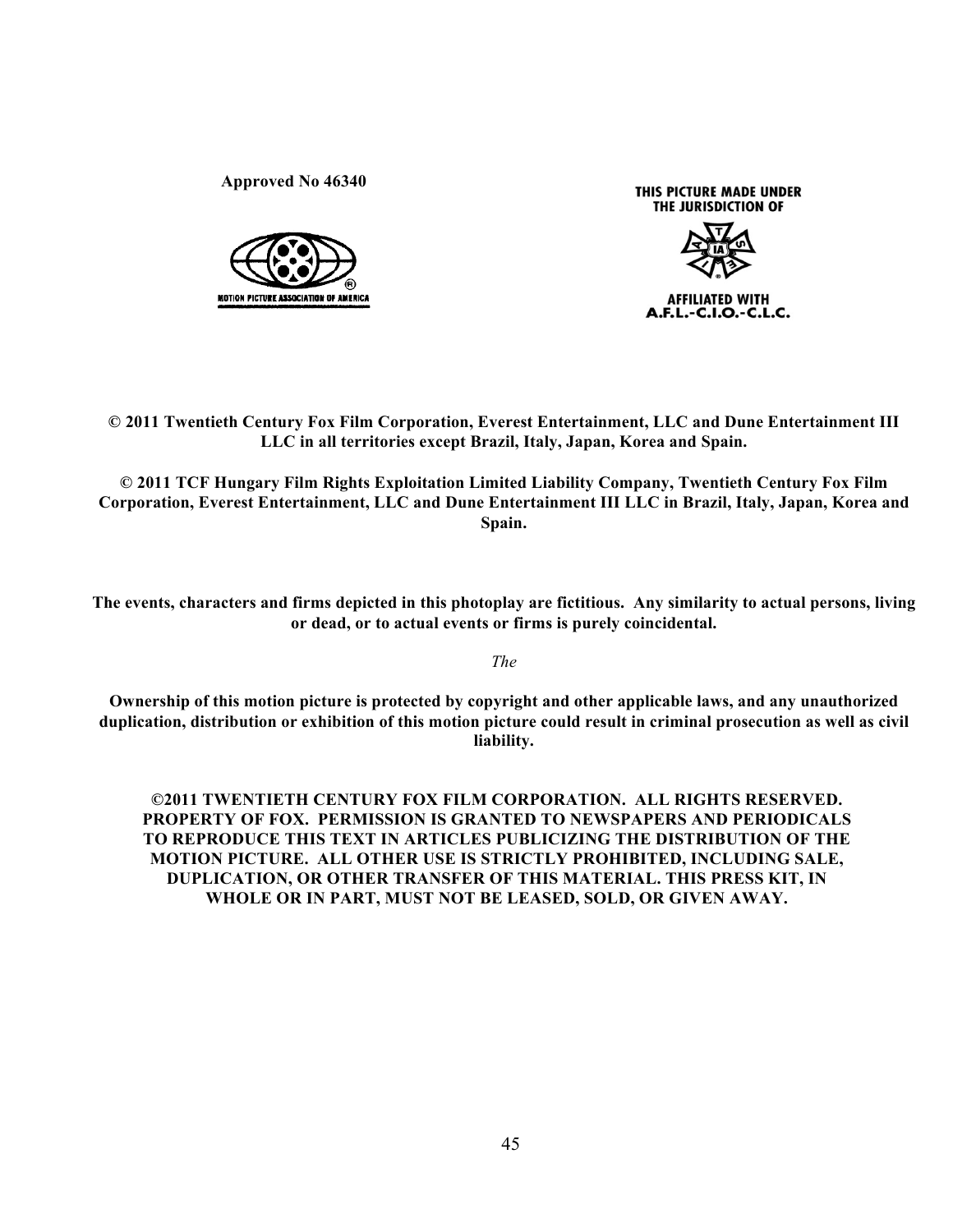**Approved No 46340**

MOTION PICTURE ASSOCIATION OF AMERICA

THIS PICTURE MADE UNDER THE JURISDICTION OF

IATSE

AFFILIATED WITH A.F.L.-C.I.O.-C.L.C.

**© 2011 Twentieth Century Fox Film Corporation, Everest Entertainment, LLC and Dune Entertainment III LLC in all territories except Brazil, Italy, Japan, Korea and Spain.**

**© 2011 TCF Hungary Film Rights Exploitation Limited Liability Company, Twentieth Century Fox Film Corporation, Everest Entertainment, LLC and Dune Entertainment III LLC in Brazil, Italy, Japan, Korea and Spain.**

**The events, characters and firms depicted in this photoplay are fictitious. Any similarity to actual persons, living or dead, or to actual events or firms is purely coincidental.**

*The*

**Ownership of this motion picture is protected by copyright and other applicable laws, and any unauthorized duplication, distribution or exhibition of this motion picture could result in criminal prosecution as well as civil liability.**

**©2011 TWENTIETH CENTURY FOX FILM CORPORATION. ALL RIGHTS RESERVED. PROPERTY OF FOX. PERMISSION IS GRANTED TO NEWSPAPERS AND PERIODICALS TO REPRODUCE THIS TEXT IN ARTICLES PUBLICIZING THE DISTRIBUTION OF THE MOTION PICTURE. ALL OTHER USE IS STRICTLY PROHIBITED, INCLUDING SALE, DUPLICATION, OR OTHER TRANSFER OF THIS MATERIAL. THIS PRESS KIT, IN WHOLE OR IN PART, MUST NOT BE LEASED, SOLD, OR GIVEN AWAY.**